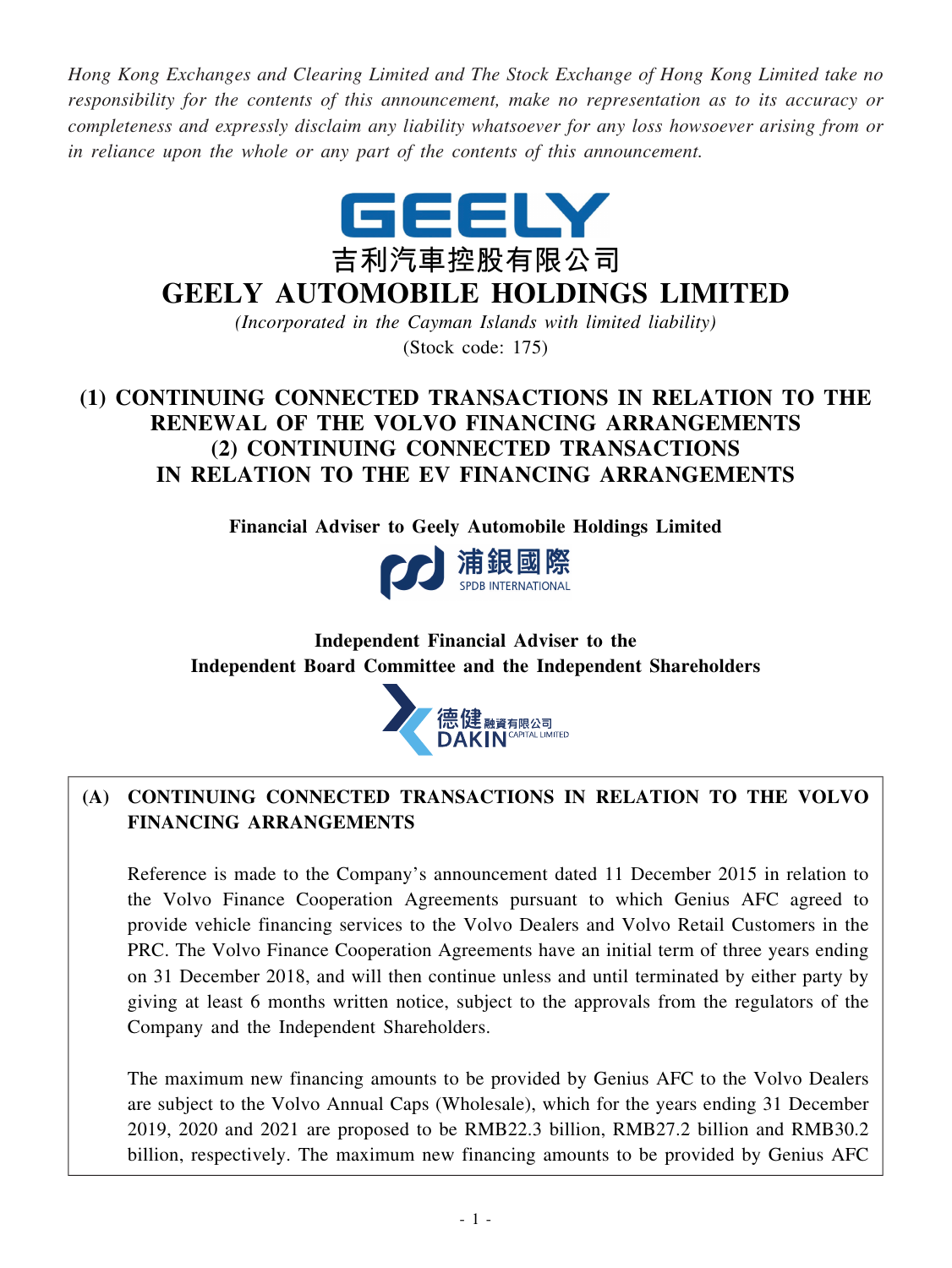*Hong Kong Exchanges and Clearing Limited and The Stock Exchange of Hong Kong Limited take no responsibility for the contents of this announcement, make no representation as to its accuracy or completeness and expressly disclaim any liability whatsoever for any loss howsoever arising from or in reliance upon the whole or any part of the contents of this announcement.*

GEELY

吉利汽車控股有限公司

# GEELY AUTOMOBILE HOLDINGS LIMITED

*(Incorporated in the Cayman Islands with limited liability)*

(Stock code: 175)

## (1) CONTINUING CONNECTED TRANSACTIONS IN RELATION TO THE RENEWAL OF THE VOLVO FINANCING ARRANGEMENTS
## (2) CONTINUING CONNECTED TRANSACTIONS IN RELATION TO THE EV FINANCING ARRANGEMENTS

**Financial Adviser to Geely Automobile Holdings Limited**

浦銀國際 SPDB INTERNATIONAL

**Independent Financial Adviser to the Independent Board Committee and the Independent Shareholders**

德健融資有限公司 DAKIN CAPITAL LIMITED

**(A) CONTINUING CONNECTED TRANSACTIONS IN RELATION TO THE VOLVO FINANCING ARRANGEMENTS**

Reference is made to the Company's announcement dated 11 December 2015 in relation to the Volvo Finance Cooperation Agreements pursuant to which Genius AFC agreed to provide vehicle financing services to the Volvo Dealers and Volvo Retail Customers in the PRC. The Volvo Finance Cooperation Agreements have an initial term of three years ending on 31 December 2018, and will then continue unless and until terminated by either party by giving at least 6 months written notice, subject to the approvals from the regulators of the Company and the Independent Shareholders.

The maximum new financing amounts to be provided by Genius AFC to the Volvo Dealers are subject to the Volvo Annual Caps (Wholesale), which for the years ending 31 December 2019, 2020 and 2021 are proposed to be RMB22.3 billion, RMB27.2 billion and RMB30.2 billion, respectively. The maximum new financing amounts to be provided by Genius AFC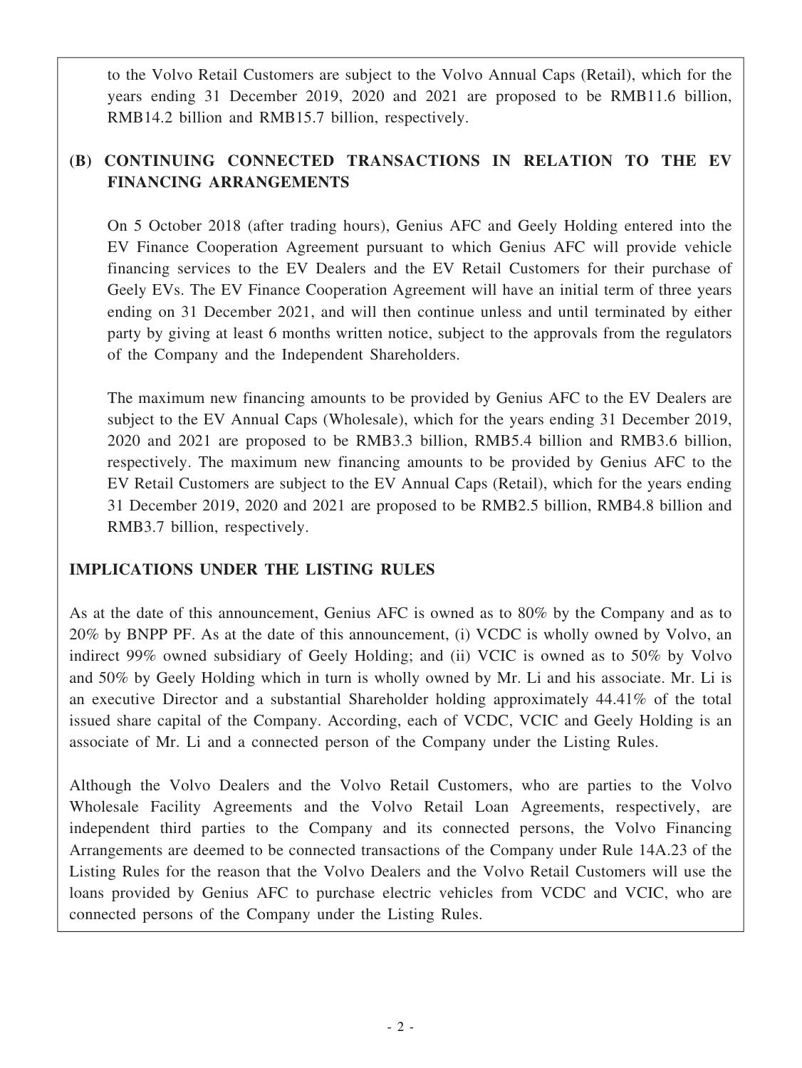to the Volvo Retail Customers are subject to the Volvo Annual Caps (Retail), which for the years ending 31 December 2019, 2020 and 2021 are proposed to be RMB11.6 billion, RMB14.2 billion and RMB15.7 billion, respectively.

## (B) CONTINUING CONNECTED TRANSACTIONS IN RELATION TO THE EV FINANCING ARRANGEMENTS

On 5 October 2018 (after trading hours), Genius AFC and Geely Holding entered into the EV Finance Cooperation Agreement pursuant to which Genius AFC will provide vehicle financing services to the EV Dealers and the EV Retail Customers for their purchase of Geely EVs. The EV Finance Cooperation Agreement will have an initial term of three years ending on 31 December 2021, and will then continue unless and until terminated by either party by giving at least 6 months written notice, subject to the approvals from the regulators of the Company and the Independent Shareholders.

The maximum new financing amounts to be provided by Genius AFC to the EV Dealers are subject to the EV Annual Caps (Wholesale), which for the years ending 31 December 2019, 2020 and 2021 are proposed to be RMB3.3 billion, RMB5.4 billion and RMB3.6 billion, respectively. The maximum new financing amounts to be provided by Genius AFC to the EV Retail Customers are subject to the EV Annual Caps (Retail), which for the years ending 31 December 2019, 2020 and 2021 are proposed to be RMB2.5 billion, RMB4.8 billion and RMB3.7 billion, respectively.

## IMPLICATIONS UNDER THE LISTING RULES

As at the date of this announcement, Genius AFC is owned as to 80% by the Company and as to 20% by BNPP PF. As at the date of this announcement, (i) VCDC is wholly owned by Volvo, an indirect 99% owned subsidiary of Geely Holding; and (ii) VCIC is owned as to 50% by Volvo and 50% by Geely Holding which in turn is wholly owned by Mr. Li and his associate. Mr. Li is an executive Director and a substantial Shareholder holding approximately 44.41% of the total issued share capital of the Company. According, each of VCDC, VCIC and Geely Holding is an associate of Mr. Li and a connected person of the Company under the Listing Rules.

Although the Volvo Dealers and the Volvo Retail Customers, who are parties to the Volvo Wholesale Facility Agreements and the Volvo Retail Loan Agreements, respectively, are independent third parties to the Company and its connected persons, the Volvo Financing Arrangements are deemed to be connected transactions of the Company under Rule 14A.23 of the Listing Rules for the reason that the Volvo Dealers and the Volvo Retail Customers will use the loans provided by Genius AFC to purchase electric vehicles from VCDC and VCIC, who are connected persons of the Company under the Listing Rules.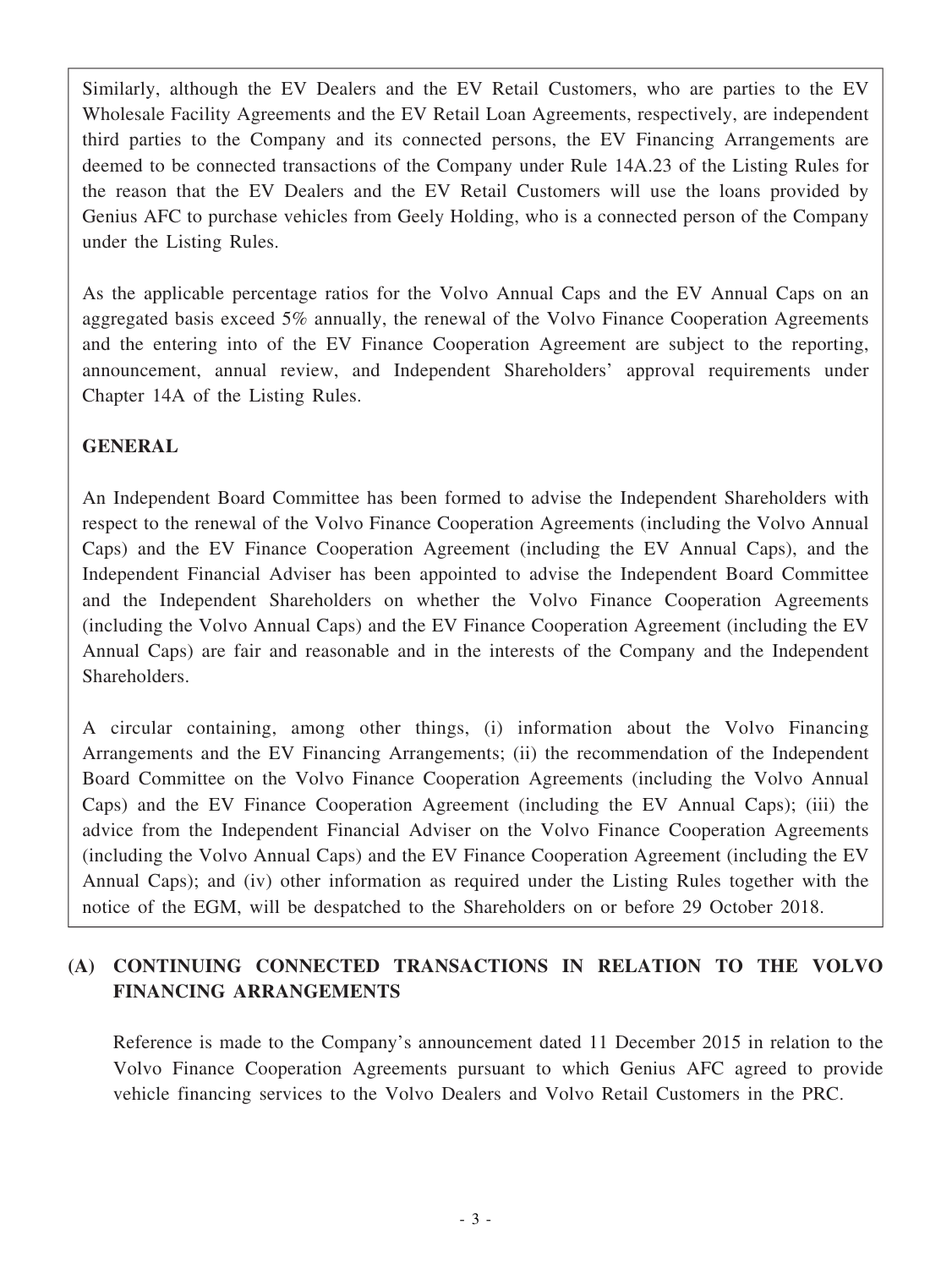Similarly, although the EV Dealers and the EV Retail Customers, who are parties to the EV Wholesale Facility Agreements and the EV Retail Loan Agreements, respectively, are independent third parties to the Company and its connected persons, the EV Financing Arrangements are deemed to be connected transactions of the Company under Rule 14A.23 of the Listing Rules for the reason that the EV Dealers and the EV Retail Customers will use the loans provided by Genius AFC to purchase vehicles from Geely Holding, who is a connected person of the Company under the Listing Rules.

As the applicable percentage ratios for the Volvo Annual Caps and the EV Annual Caps on an aggregated basis exceed 5% annually, the renewal of the Volvo Finance Cooperation Agreements and the entering into of the EV Finance Cooperation Agreement are subject to the reporting, announcement, annual review, and Independent Shareholders' approval requirements under Chapter 14A of the Listing Rules.

**GENERAL**

An Independent Board Committee has been formed to advise the Independent Shareholders with respect to the renewal of the Volvo Finance Cooperation Agreements (including the Volvo Annual Caps) and the EV Finance Cooperation Agreement (including the EV Annual Caps), and the Independent Financial Adviser has been appointed to advise the Independent Board Committee and the Independent Shareholders on whether the Volvo Finance Cooperation Agreements (including the Volvo Annual Caps) and the EV Finance Cooperation Agreement (including the EV Annual Caps) are fair and reasonable and in the interests of the Company and the Independent Shareholders.

A circular containing, among other things, (i) information about the Volvo Financing Arrangements and the EV Financing Arrangements; (ii) the recommendation of the Independent Board Committee on the Volvo Finance Cooperation Agreements (including the Volvo Annual Caps) and the EV Finance Cooperation Agreement (including the EV Annual Caps); (iii) the advice from the Independent Financial Adviser on the Volvo Finance Cooperation Agreements (including the Volvo Annual Caps) and the EV Finance Cooperation Agreement (including the EV Annual Caps); and (iv) other information as required under the Listing Rules together with the notice of the EGM, will be despatched to the Shareholders on or before 29 October 2018.

## (A) CONTINUING CONNECTED TRANSACTIONS IN RELATION TO THE VOLVO FINANCING ARRANGEMENTS

Reference is made to the Company's announcement dated 11 December 2015 in relation to the Volvo Finance Cooperation Agreements pursuant to which Genius AFC agreed to provide vehicle financing services to the Volvo Dealers and Volvo Retail Customers in the PRC.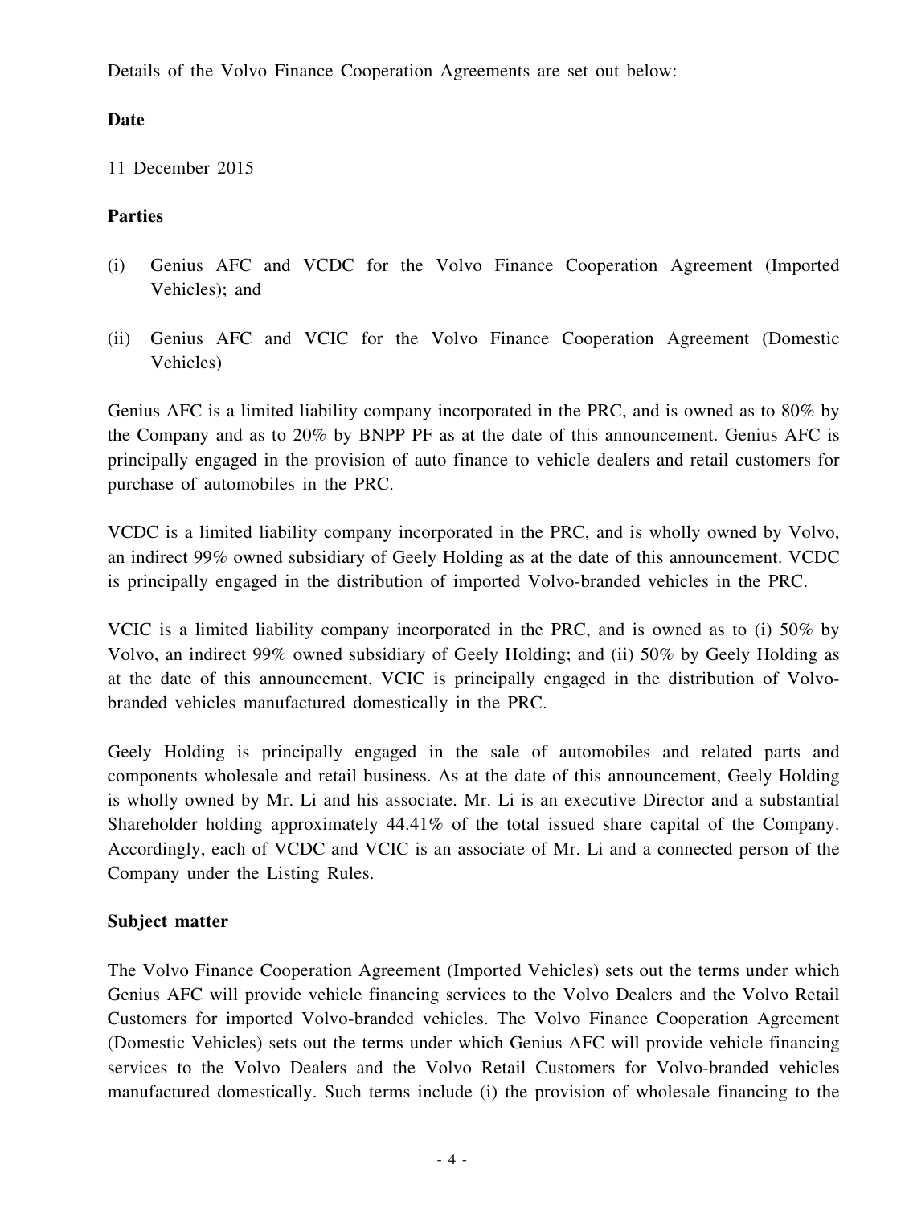Details of the Volvo Finance Cooperation Agreements are set out below:

**Date**

11 December 2015

**Parties**

(i) Genius AFC and VCDC for the Volvo Finance Cooperation Agreement (Imported Vehicles); and

(ii) Genius AFC and VCIC for the Volvo Finance Cooperation Agreement (Domestic Vehicles)

Genius AFC is a limited liability company incorporated in the PRC, and is owned as to 80% by the Company and as to 20% by BNPP PF as at the date of this announcement. Genius AFC is principally engaged in the provision of auto finance to vehicle dealers and retail customers for purchase of automobiles in the PRC.

VCDC is a limited liability company incorporated in the PRC, and is wholly owned by Volvo, an indirect 99% owned subsidiary of Geely Holding as at the date of this announcement. VCDC is principally engaged in the distribution of imported Volvo-branded vehicles in the PRC.

VCIC is a limited liability company incorporated in the PRC, and is owned as to (i) 50% by Volvo, an indirect 99% owned subsidiary of Geely Holding; and (ii) 50% by Geely Holding as at the date of this announcement. VCIC is principally engaged in the distribution of Volvo-branded vehicles manufactured domestically in the PRC.

Geely Holding is principally engaged in the sale of automobiles and related parts and components wholesale and retail business. As at the date of this announcement, Geely Holding is wholly owned by Mr. Li and his associate. Mr. Li is an executive Director and a substantial Shareholder holding approximately 44.41% of the total issued share capital of the Company. Accordingly, each of VCDC and VCIC is an associate of Mr. Li and a connected person of the Company under the Listing Rules.

**Subject matter**

The Volvo Finance Cooperation Agreement (Imported Vehicles) sets out the terms under which Genius AFC will provide vehicle financing services to the Volvo Dealers and the Volvo Retail Customers for imported Volvo-branded vehicles. The Volvo Finance Cooperation Agreement (Domestic Vehicles) sets out the terms under which Genius AFC will provide vehicle financing services to the Volvo Dealers and the Volvo Retail Customers for Volvo-branded vehicles manufactured domestically. Such terms include (i) the provision of wholesale financing to the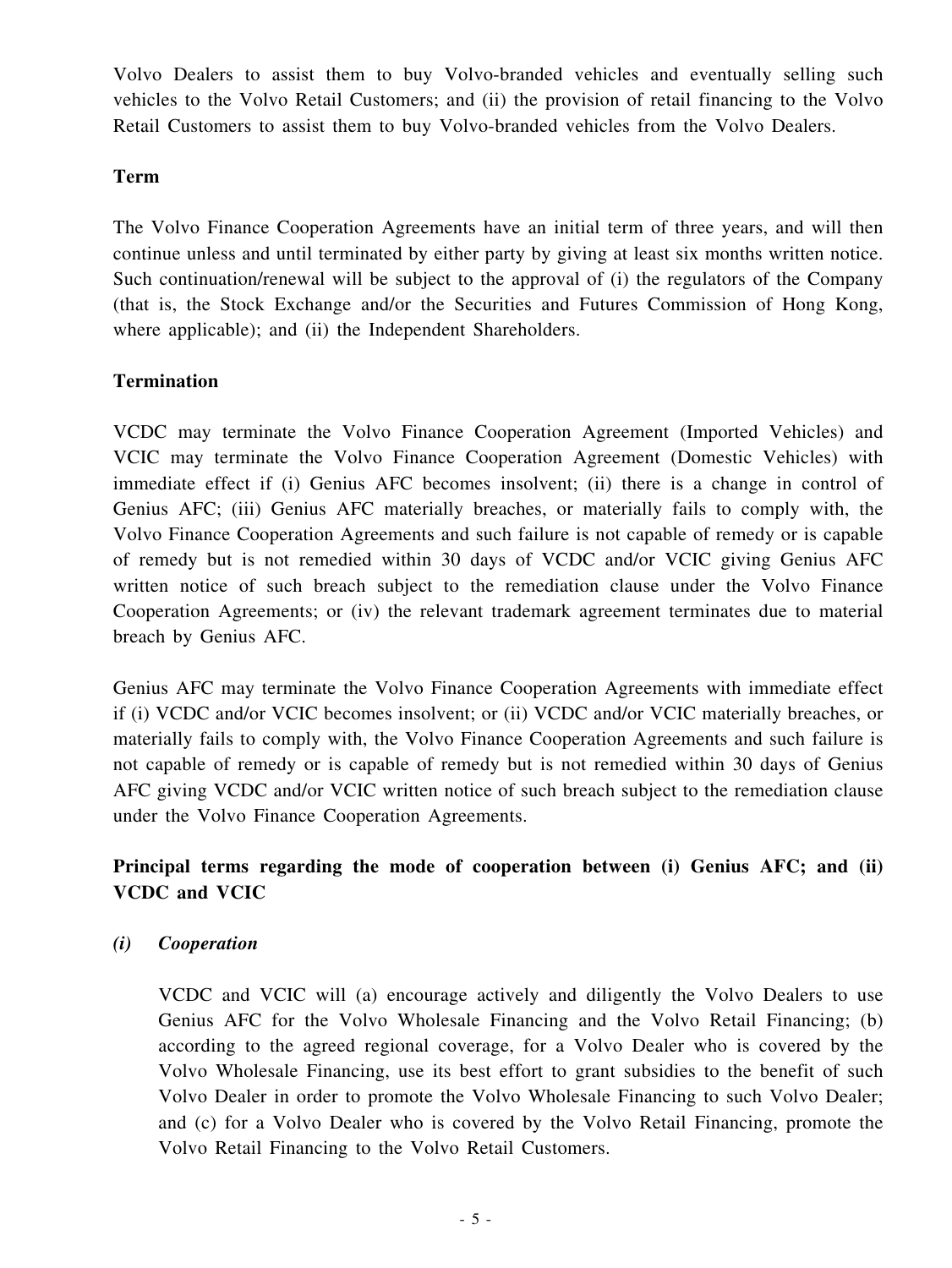Volvo Dealers to assist them to buy Volvo-branded vehicles and eventually selling such vehicles to the Volvo Retail Customers; and (ii) the provision of retail financing to the Volvo Retail Customers to assist them to buy Volvo-branded vehicles from the Volvo Dealers.

**Term**

The Volvo Finance Cooperation Agreements have an initial term of three years, and will then continue unless and until terminated by either party by giving at least six months written notice. Such continuation/renewal will be subject to the approval of (i) the regulators of the Company (that is, the Stock Exchange and/or the Securities and Futures Commission of Hong Kong, where applicable); and (ii) the Independent Shareholders.

**Termination**

VCDC may terminate the Volvo Finance Cooperation Agreement (Imported Vehicles) and VCIC may terminate the Volvo Finance Cooperation Agreement (Domestic Vehicles) with immediate effect if (i) Genius AFC becomes insolvent; (ii) there is a change in control of Genius AFC; (iii) Genius AFC materially breaches, or materially fails to comply with, the Volvo Finance Cooperation Agreements and such failure is not capable of remedy or is capable of remedy but is not remedied within 30 days of VCDC and/or VCIC giving Genius AFC written notice of such breach subject to the remediation clause under the Volvo Finance Cooperation Agreements; or (iv) the relevant trademark agreement terminates due to material breach by Genius AFC.

Genius AFC may terminate the Volvo Finance Cooperation Agreements with immediate effect if (i) VCDC and/or VCIC becomes insolvent; or (ii) VCDC and/or VCIC materially breaches, or materially fails to comply with, the Volvo Finance Cooperation Agreements and such failure is not capable of remedy or is capable of remedy but is not remedied within 30 days of Genius AFC giving VCDC and/or VCIC written notice of such breach subject to the remediation clause under the Volvo Finance Cooperation Agreements.

**Principal terms regarding the mode of cooperation between (i) Genius AFC; and (ii) VCDC and VCIC**

***(i) Cooperation***

VCDC and VCIC will (a) encourage actively and diligently the Volvo Dealers to use Genius AFC for the Volvo Wholesale Financing and the Volvo Retail Financing; (b) according to the agreed regional coverage, for a Volvo Dealer who is covered by the Volvo Wholesale Financing, use its best effort to grant subsidies to the benefit of such Volvo Dealer in order to promote the Volvo Wholesale Financing to such Volvo Dealer; and (c) for a Volvo Dealer who is covered by the Volvo Retail Financing, promote the Volvo Retail Financing to the Volvo Retail Customers.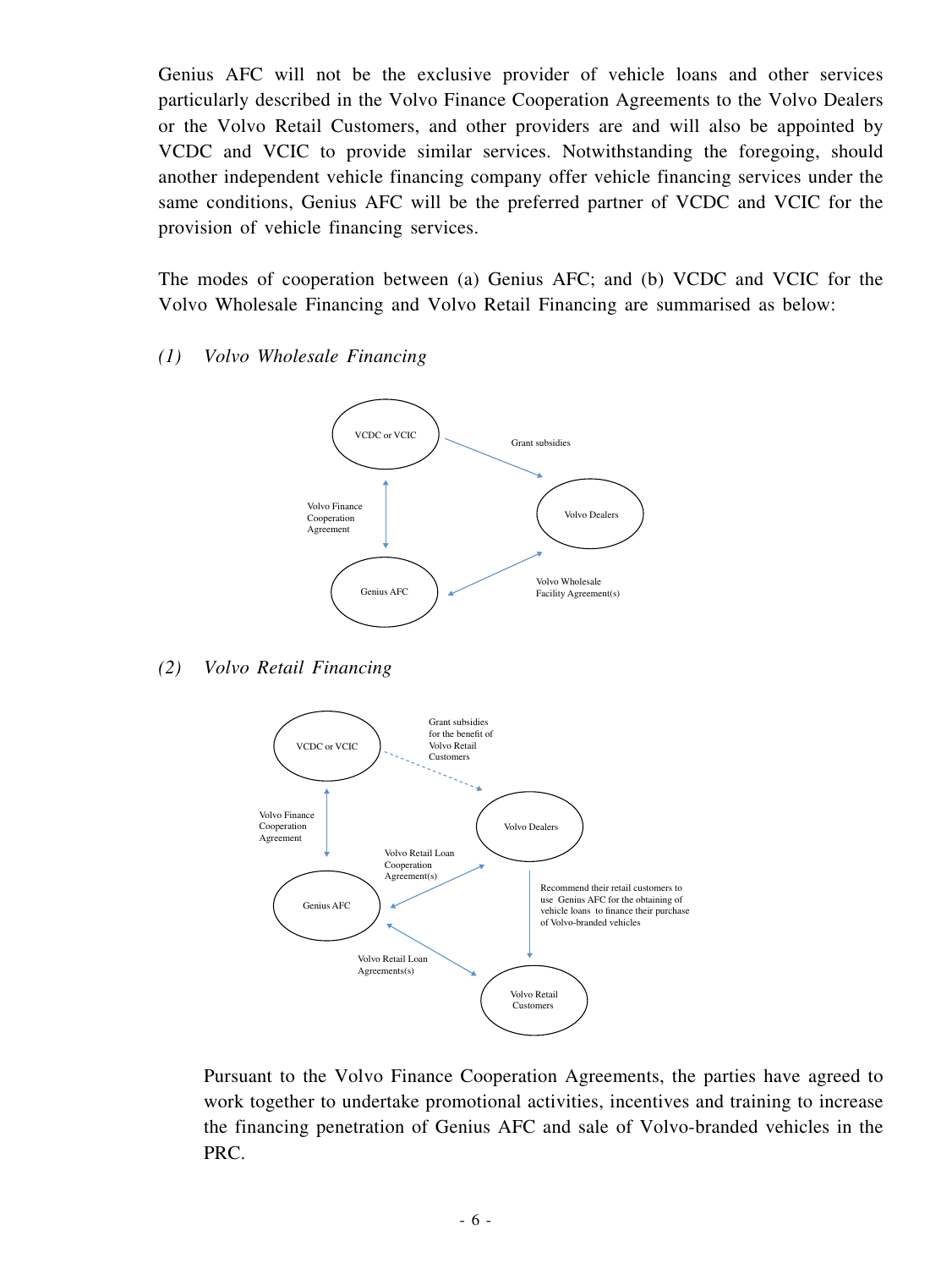Genius AFC will not be the exclusive provider of vehicle loans and other services particularly described in the Volvo Finance Cooperation Agreements to the Volvo Dealers or the Volvo Retail Customers, and other providers are and will also be appointed by VCDC and VCIC to provide similar services. Notwithstanding the foregoing, should another independent vehicle financing company offer vehicle financing services under the same conditions, Genius AFC will be the preferred partner of VCDC and VCIC for the provision of vehicle financing services.

The modes of cooperation between (a) Genius AFC; and (b) VCDC and VCIC for the Volvo Wholesale Financing and Volvo Retail Financing are summarised as below:

*(1) Volvo Wholesale Financing*

VCDC or VCIC

Grant subsidies

Volvo Finance Cooperation Agreement

Volvo Dealers

Genius AFC

Volvo Wholesale Facility Agreement(s)

*(2) Volvo Retail Financing*

VCDC or VCIC

Grant subsidies for the benefit of Volvo Retail Customers

Volvo Finance Cooperation Agreement

Volvo Dealers

Volvo Retail Loan Cooperation Agreement(s)

Genius AFC

Recommend their retail customers to use Genius AFC for the obtaining of vehicle loans to finance their purchase of Volvo-branded vehicles

Volvo Retail Loan Agreements(s)

Volvo Retail Customers

Pursuant to the Volvo Finance Cooperation Agreements, the parties have agreed to work together to undertake promotional activities, incentives and training to increase the financing penetration of Genius AFC and sale of Volvo-branded vehicles in the PRC.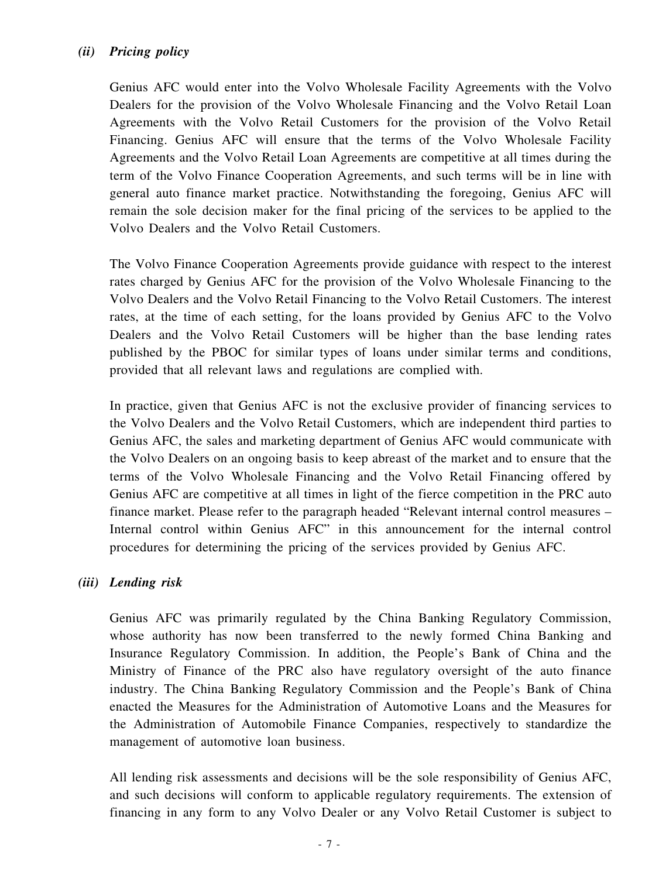### *(ii) Pricing policy*

Genius AFC would enter into the Volvo Wholesale Facility Agreements with the Volvo Dealers for the provision of the Volvo Wholesale Financing and the Volvo Retail Loan Agreements with the Volvo Retail Customers for the provision of the Volvo Retail Financing. Genius AFC will ensure that the terms of the Volvo Wholesale Facility Agreements and the Volvo Retail Loan Agreements are competitive at all times during the term of the Volvo Finance Cooperation Agreements, and such terms will be in line with general auto finance market practice. Notwithstanding the foregoing, Genius AFC will remain the sole decision maker for the final pricing of the services to be applied to the Volvo Dealers and the Volvo Retail Customers.

The Volvo Finance Cooperation Agreements provide guidance with respect to the interest rates charged by Genius AFC for the provision of the Volvo Wholesale Financing to the Volvo Dealers and the Volvo Retail Financing to the Volvo Retail Customers. The interest rates, at the time of each setting, for the loans provided by Genius AFC to the Volvo Dealers and the Volvo Retail Customers will be higher than the base lending rates published by the PBOC for similar types of loans under similar terms and conditions, provided that all relevant laws and regulations are complied with.

In practice, given that Genius AFC is not the exclusive provider of financing services to the Volvo Dealers and the Volvo Retail Customers, which are independent third parties to Genius AFC, the sales and marketing department of Genius AFC would communicate with the Volvo Dealers on an ongoing basis to keep abreast of the market and to ensure that the terms of the Volvo Wholesale Financing and the Volvo Retail Financing offered by Genius AFC are competitive at all times in light of the fierce competition in the PRC auto finance market. Please refer to the paragraph headed "Relevant internal control measures – Internal control within Genius AFC" in this announcement for the internal control procedures for determining the pricing of the services provided by Genius AFC.

### *(iii) Lending risk*

Genius AFC was primarily regulated by the China Banking Regulatory Commission, whose authority has now been transferred to the newly formed China Banking and Insurance Regulatory Commission. In addition, the People's Bank of China and the Ministry of Finance of the PRC also have regulatory oversight of the auto finance industry. The China Banking Regulatory Commission and the People's Bank of China enacted the Measures for the Administration of Automotive Loans and the Measures for the Administration of Automobile Finance Companies, respectively to standardize the management of automotive loan business.

All lending risk assessments and decisions will be the sole responsibility of Genius AFC, and such decisions will conform to applicable regulatory requirements. The extension of financing in any form to any Volvo Dealer or any Volvo Retail Customer is subject to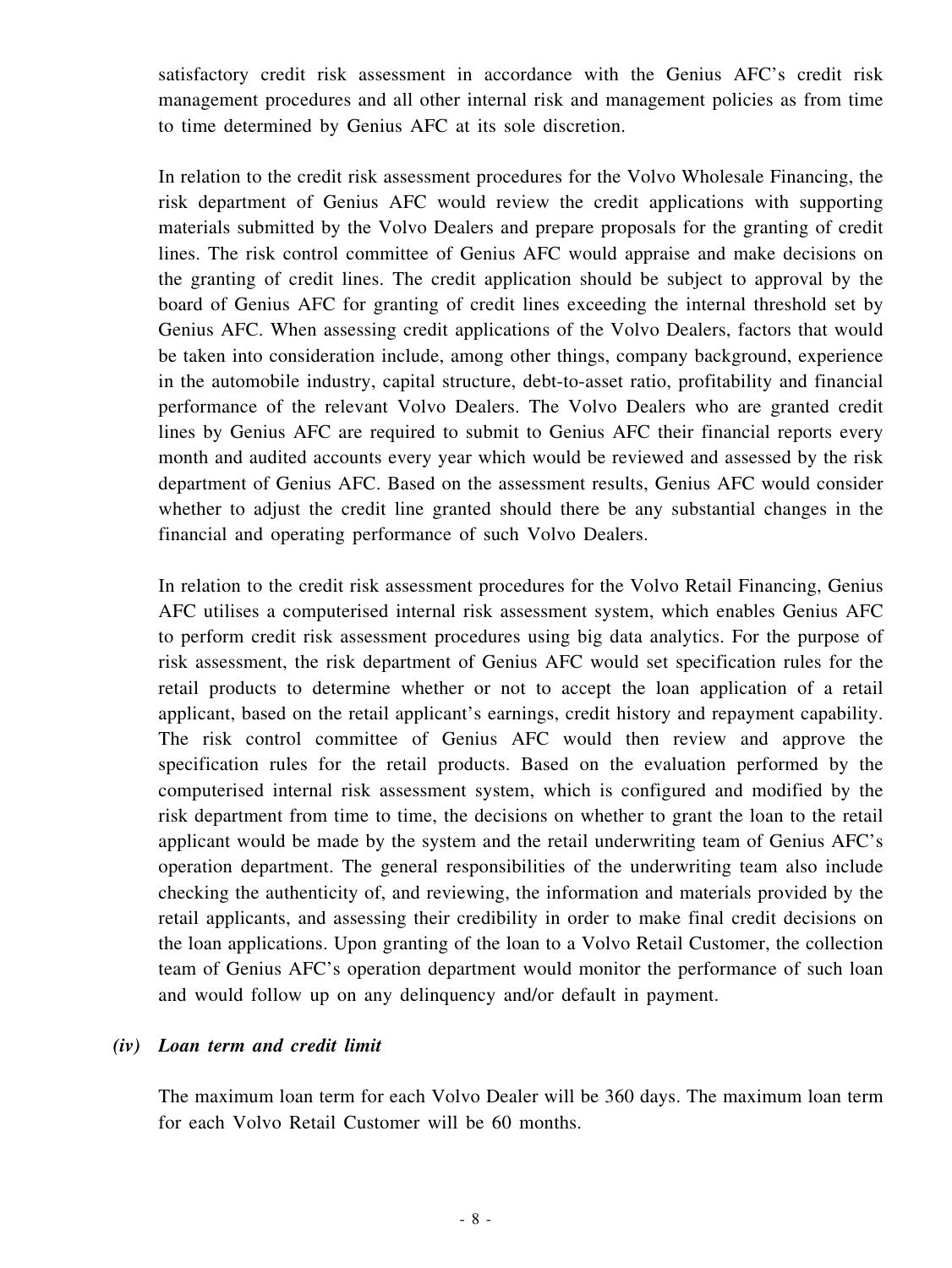satisfactory credit risk assessment in accordance with the Genius AFC's credit risk management procedures and all other internal risk and management policies as from time to time determined by Genius AFC at its sole discretion.

In relation to the credit risk assessment procedures for the Volvo Wholesale Financing, the risk department of Genius AFC would review the credit applications with supporting materials submitted by the Volvo Dealers and prepare proposals for the granting of credit lines. The risk control committee of Genius AFC would appraise and make decisions on the granting of credit lines. The credit application should be subject to approval by the board of Genius AFC for granting of credit lines exceeding the internal threshold set by Genius AFC. When assessing credit applications of the Volvo Dealers, factors that would be taken into consideration include, among other things, company background, experience in the automobile industry, capital structure, debt-to-asset ratio, profitability and financial performance of the relevant Volvo Dealers. The Volvo Dealers who are granted credit lines by Genius AFC are required to submit to Genius AFC their financial reports every month and audited accounts every year which would be reviewed and assessed by the risk department of Genius AFC. Based on the assessment results, Genius AFC would consider whether to adjust the credit line granted should there be any substantial changes in the financial and operating performance of such Volvo Dealers.

In relation to the credit risk assessment procedures for the Volvo Retail Financing, Genius AFC utilises a computerised internal risk assessment system, which enables Genius AFC to perform credit risk assessment procedures using big data analytics. For the purpose of risk assessment, the risk department of Genius AFC would set specification rules for the retail products to determine whether or not to accept the loan application of a retail applicant, based on the retail applicant's earnings, credit history and repayment capability. The risk control committee of Genius AFC would then review and approve the specification rules for the retail products. Based on the evaluation performed by the computerised internal risk assessment system, which is configured and modified by the risk department from time to time, the decisions on whether to grant the loan to the retail applicant would be made by the system and the retail underwriting team of Genius AFC's operation department. The general responsibilities of the underwriting team also include checking the authenticity of, and reviewing, the information and materials provided by the retail applicants, and assessing their credibility in order to make final credit decisions on the loan applications. Upon granting of the loan to a Volvo Retail Customer, the collection team of Genius AFC's operation department would monitor the performance of such loan and would follow up on any delinquency and/or default in payment.

***(iv) Loan term and credit limit***

The maximum loan term for each Volvo Dealer will be 360 days. The maximum loan term for each Volvo Retail Customer will be 60 months.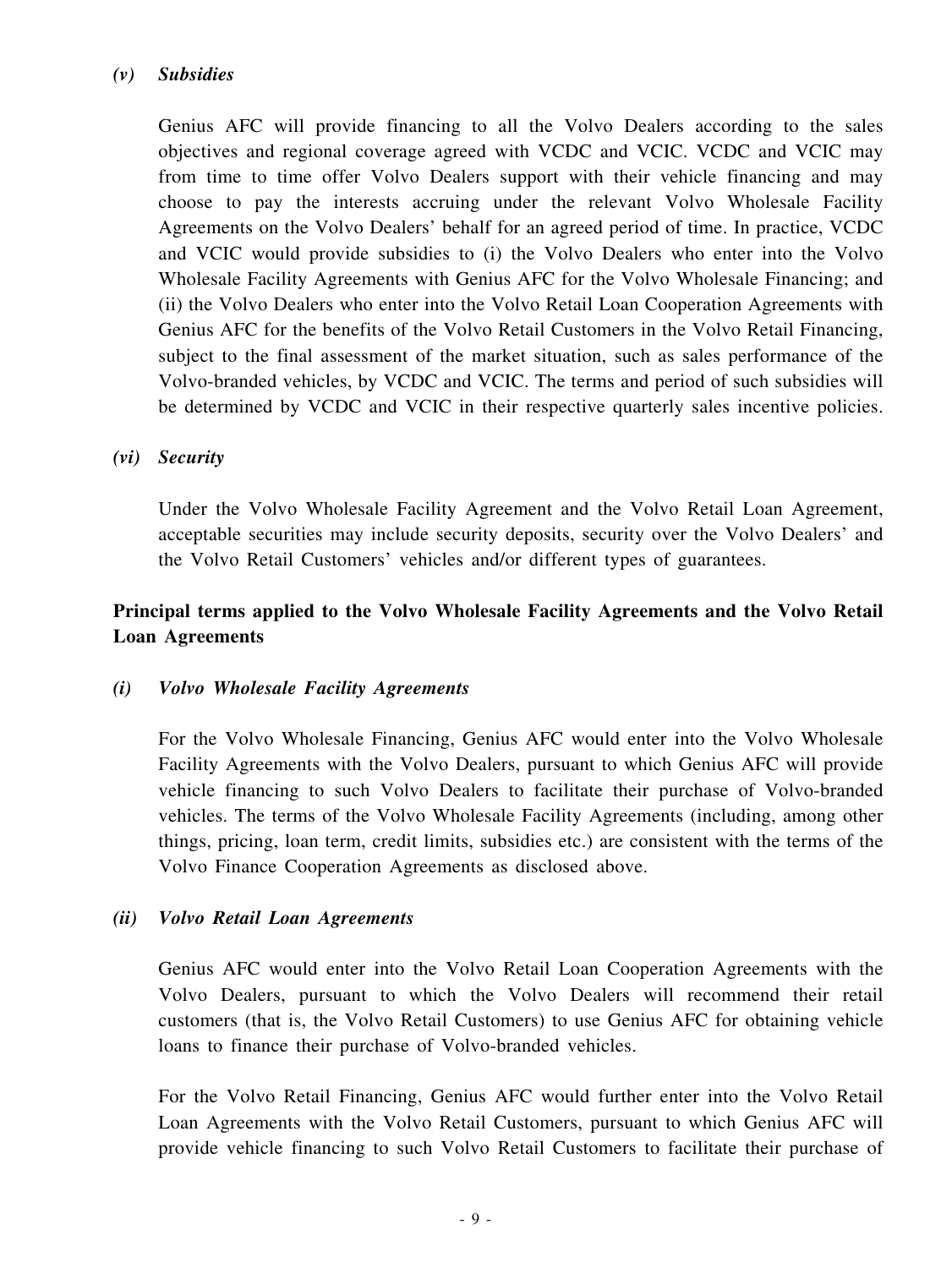*(v) Subsidies*

Genius AFC will provide financing to all the Volvo Dealers according to the sales objectives and regional coverage agreed with VCDC and VCIC. VCDC and VCIC may from time to time offer Volvo Dealers support with their vehicle financing and may choose to pay the interests accruing under the relevant Volvo Wholesale Facility Agreements on the Volvo Dealers' behalf for an agreed period of time. In practice, VCDC and VCIC would provide subsidies to (i) the Volvo Dealers who enter into the Volvo Wholesale Facility Agreements with Genius AFC for the Volvo Wholesale Financing; and (ii) the Volvo Dealers who enter into the Volvo Retail Loan Cooperation Agreements with Genius AFC for the benefits of the Volvo Retail Customers in the Volvo Retail Financing, subject to the final assessment of the market situation, such as sales performance of the Volvo-branded vehicles, by VCDC and VCIC. The terms and period of such subsidies will be determined by VCDC and VCIC in their respective quarterly sales incentive policies.

*(vi) Security*

Under the Volvo Wholesale Facility Agreement and the Volvo Retail Loan Agreement, acceptable securities may include security deposits, security over the Volvo Dealers' and the Volvo Retail Customers' vehicles and/or different types of guarantees.

**Principal terms applied to the Volvo Wholesale Facility Agreements and the Volvo Retail Loan Agreements**

*(i) Volvo Wholesale Facility Agreements*

For the Volvo Wholesale Financing, Genius AFC would enter into the Volvo Wholesale Facility Agreements with the Volvo Dealers, pursuant to which Genius AFC will provide vehicle financing to such Volvo Dealers to facilitate their purchase of Volvo-branded vehicles. The terms of the Volvo Wholesale Facility Agreements (including, among other things, pricing, loan term, credit limits, subsidies etc.) are consistent with the terms of the Volvo Finance Cooperation Agreements as disclosed above.

*(ii) Volvo Retail Loan Agreements*

Genius AFC would enter into the Volvo Retail Loan Cooperation Agreements with the Volvo Dealers, pursuant to which the Volvo Dealers will recommend their retail customers (that is, the Volvo Retail Customers) to use Genius AFC for obtaining vehicle loans to finance their purchase of Volvo-branded vehicles.

For the Volvo Retail Financing, Genius AFC would further enter into the Volvo Retail Loan Agreements with the Volvo Retail Customers, pursuant to which Genius AFC will provide vehicle financing to such Volvo Retail Customers to facilitate their purchase of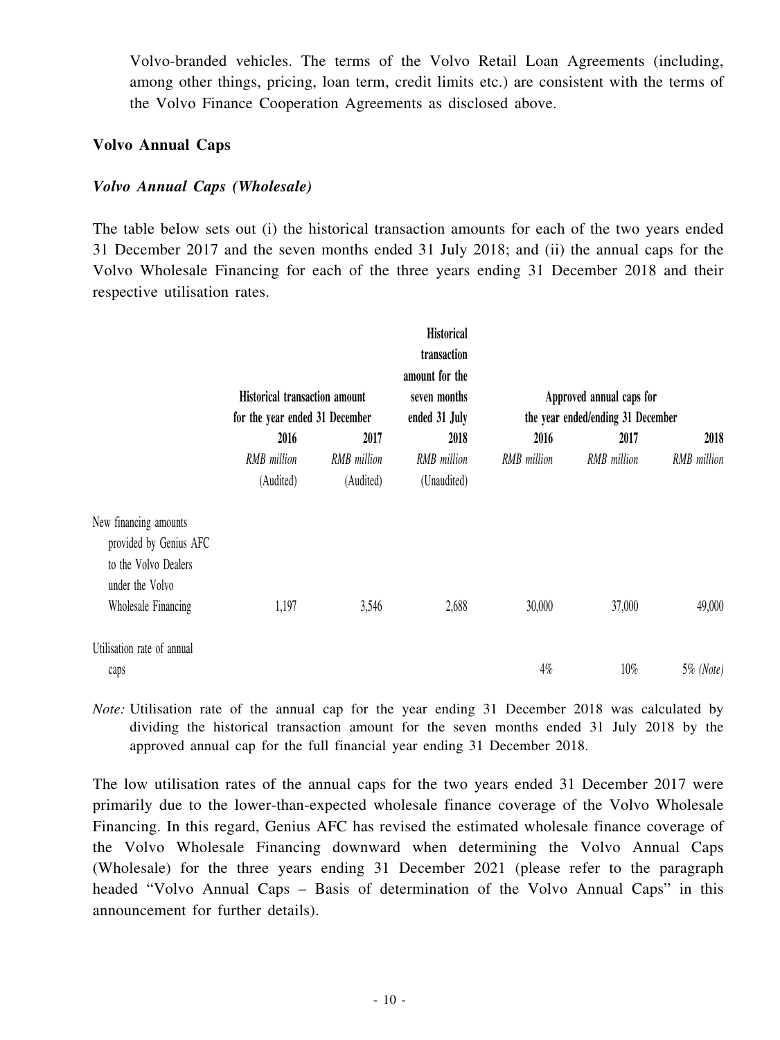Volvo-branded vehicles. The terms of the Volvo Retail Loan Agreements (including, among other things, pricing, loan term, credit limits etc.) are consistent with the terms of the Volvo Finance Cooperation Agreements as disclosed above.

**Volvo Annual Caps**

***Volvo Annual Caps (Wholesale)***

The table below sets out (i) the historical transaction amounts for each of the two years ended 31 December 2017 and the seven months ended 31 July 2018; and (ii) the annual caps for the Volvo Wholesale Financing for each of the three years ending 31 December 2018 and their respective utilisation rates.

| | Historical transaction amount for the year ended 31 December | | Historical transaction amount for the seven months ended 31 July | Approved annual caps for the year ended/ending 31 December | | |
|---|---|---|---|---|---|---|
| | 2016 | 2017 | 2018 | 2016 | 2017 | 2018 |
| | *RMB million* | *RMB million* | *RMB million* | *RMB million* | *RMB million* | *RMB million* |
| | (Audited) | (Audited) | (Unaudited) | | | |
| New financing amounts provided by Genius AFC to the Volvo Dealers under the Volvo Wholesale Financing | 1,197 | 3,546 | 2,688 | 30,000 | 37,000 | 49,000 |
| Utilisation rate of annual caps | | | | 4% | 10% | 5% *(Note)* |

*Note:* Utilisation rate of the annual cap for the year ending 31 December 2018 was calculated by dividing the historical transaction amount for the seven months ended 31 July 2018 by the approved annual cap for the full financial year ending 31 December 2018.

The low utilisation rates of the annual caps for the two years ended 31 December 2017 were primarily due to the lower-than-expected wholesale finance coverage of the Volvo Wholesale Financing. In this regard, Genius AFC has revised the estimated wholesale finance coverage of the Volvo Wholesale Financing downward when determining the Volvo Annual Caps (Wholesale) for the three years ending 31 December 2021 (please refer to the paragraph headed "Volvo Annual Caps – Basis of determination of the Volvo Annual Caps" in this announcement for further details).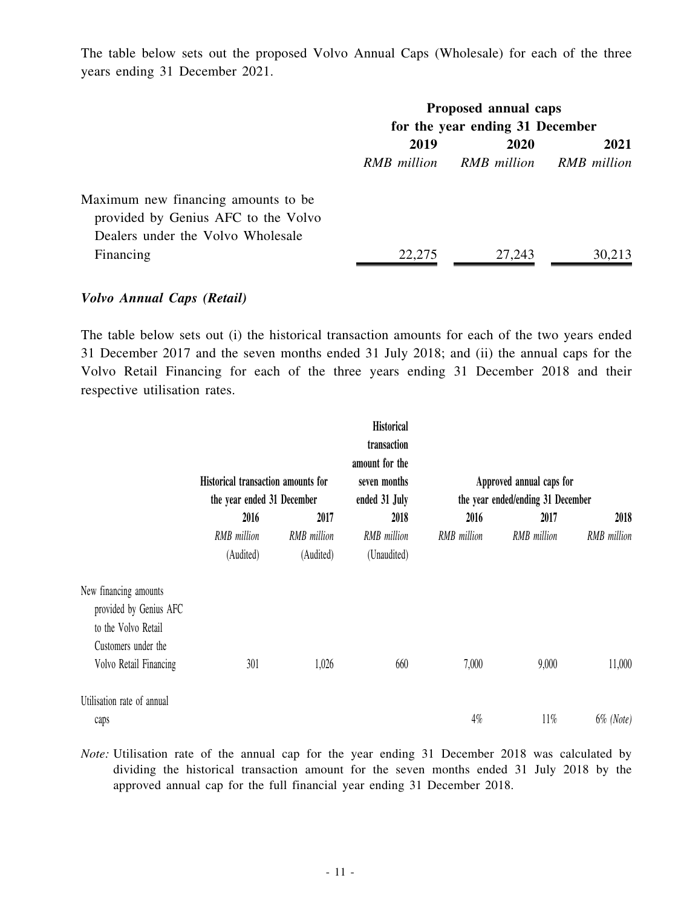The table below sets out the proposed Volvo Annual Caps (Wholesale) for each of the three years ending 31 December 2021.

| | Proposed annual caps for the year ending 31 December | | |
|---|---|---|---|
| | 2019 | 2020 | 2021 |
| | *RMB million* | *RMB million* | *RMB million* |
| Maximum new financing amounts to be provided by Genius AFC to the Volvo Dealers under the Volvo Wholesale Financing | 22,275 | 27,243 | 30,213 |

***Volvo Annual Caps (Retail)***

The table below sets out (i) the historical transaction amounts for each of the two years ended 31 December 2017 and the seven months ended 31 July 2018; and (ii) the annual caps for the Volvo Retail Financing for each of the three years ending 31 December 2018 and their respective utilisation rates.

| | Historical transaction amounts for the year ended 31 December | | Historical transaction amount for the seven months ended 31 July | Approved annual caps for the year ended/ending 31 December | | |
|---|---|---|---|---|---|---|
| | 2016 | 2017 | 2018 | 2016 | 2017 | 2018 |
| | *RMB million* | *RMB million* | *RMB million* | *RMB million* | *RMB million* | *RMB million* |
| | (Audited) | (Audited) | (Unaudited) | | | |
| New financing amounts provided by Genius AFC to the Volvo Retail Customers under the Volvo Retail Financing | 301 | 1,026 | 660 | 7,000 | 9,000 | 11,000 |
| Utilisation rate of annual caps | | | | 4% | 11% | 6% *(Note)* |

*Note:* Utilisation rate of the annual cap for the year ending 31 December 2018 was calculated by dividing the historical transaction amount for the seven months ended 31 July 2018 by the approved annual cap for the full financial year ending 31 December 2018.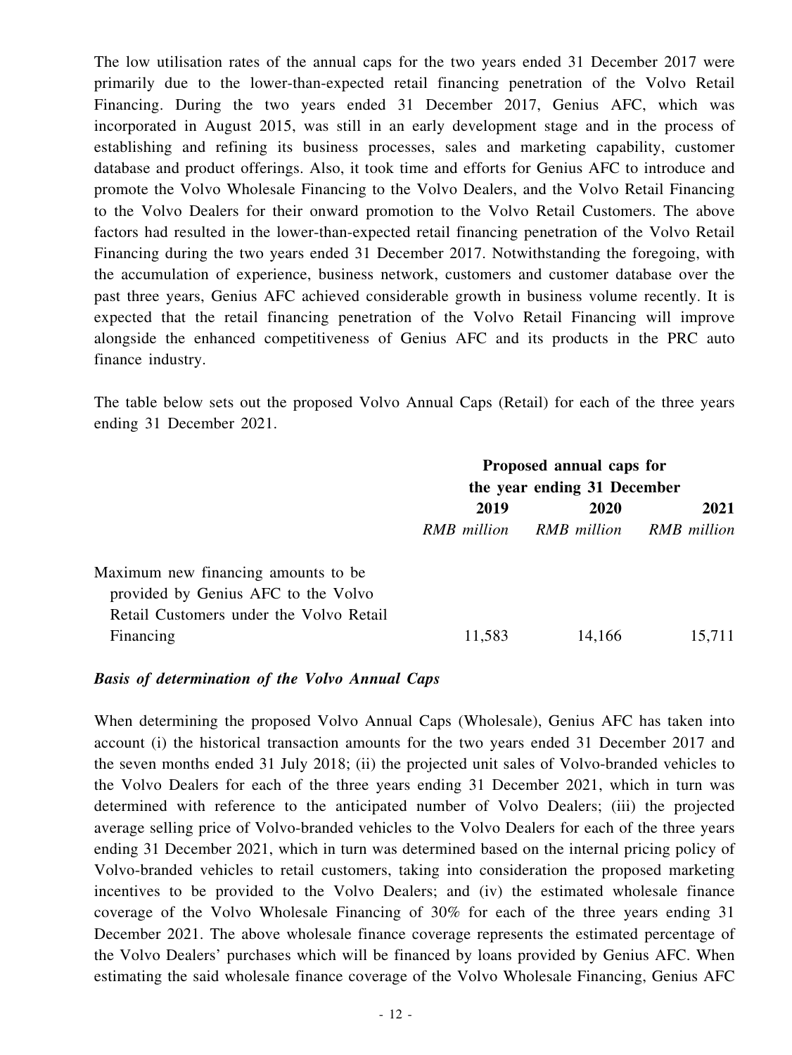The low utilisation rates of the annual caps for the two years ended 31 December 2017 were primarily due to the lower-than-expected retail financing penetration of the Volvo Retail Financing. During the two years ended 31 December 2017, Genius AFC, which was incorporated in August 2015, was still in an early development stage and in the process of establishing and refining its business processes, sales and marketing capability, customer database and product offerings. Also, it took time and efforts for Genius AFC to introduce and promote the Volvo Wholesale Financing to the Volvo Dealers, and the Volvo Retail Financing to the Volvo Dealers for their onward promotion to the Volvo Retail Customers. The above factors had resulted in the lower-than-expected retail financing penetration of the Volvo Retail Financing during the two years ended 31 December 2017. Notwithstanding the foregoing, with the accumulation of experience, business network, customers and customer database over the past three years, Genius AFC achieved considerable growth in business volume recently. It is expected that the retail financing penetration of the Volvo Retail Financing will improve alongside the enhanced competitiveness of Genius AFC and its products in the PRC auto finance industry.

The table below sets out the proposed Volvo Annual Caps (Retail) for each of the three years ending 31 December 2021.

| | **Proposed annual caps for the year ending 31 December** | | |
|---|---|---|---|
| | **2019** | **2020** | **2021** |
| | *RMB million* | *RMB million* | *RMB million* |
| Maximum new financing amounts to be provided by Genius AFC to the Volvo Retail Customers under the Volvo Retail Financing | 11,583 | 14,166 | 15,711 |

***Basis of determination of the Volvo Annual Caps***

When determining the proposed Volvo Annual Caps (Wholesale), Genius AFC has taken into account (i) the historical transaction amounts for the two years ended 31 December 2017 and the seven months ended 31 July 2018; (ii) the projected unit sales of Volvo-branded vehicles to the Volvo Dealers for each of the three years ending 31 December 2021, which in turn was determined with reference to the anticipated number of Volvo Dealers; (iii) the projected average selling price of Volvo-branded vehicles to the Volvo Dealers for each of the three years ending 31 December 2021, which in turn was determined based on the internal pricing policy of Volvo-branded vehicles to retail customers, taking into consideration the proposed marketing incentives to be provided to the Volvo Dealers; and (iv) the estimated wholesale finance coverage of the Volvo Wholesale Financing of 30% for each of the three years ending 31 December 2021. The above wholesale finance coverage represents the estimated percentage of the Volvo Dealers' purchases which will be financed by loans provided by Genius AFC. When estimating the said wholesale finance coverage of the Volvo Wholesale Financing, Genius AFC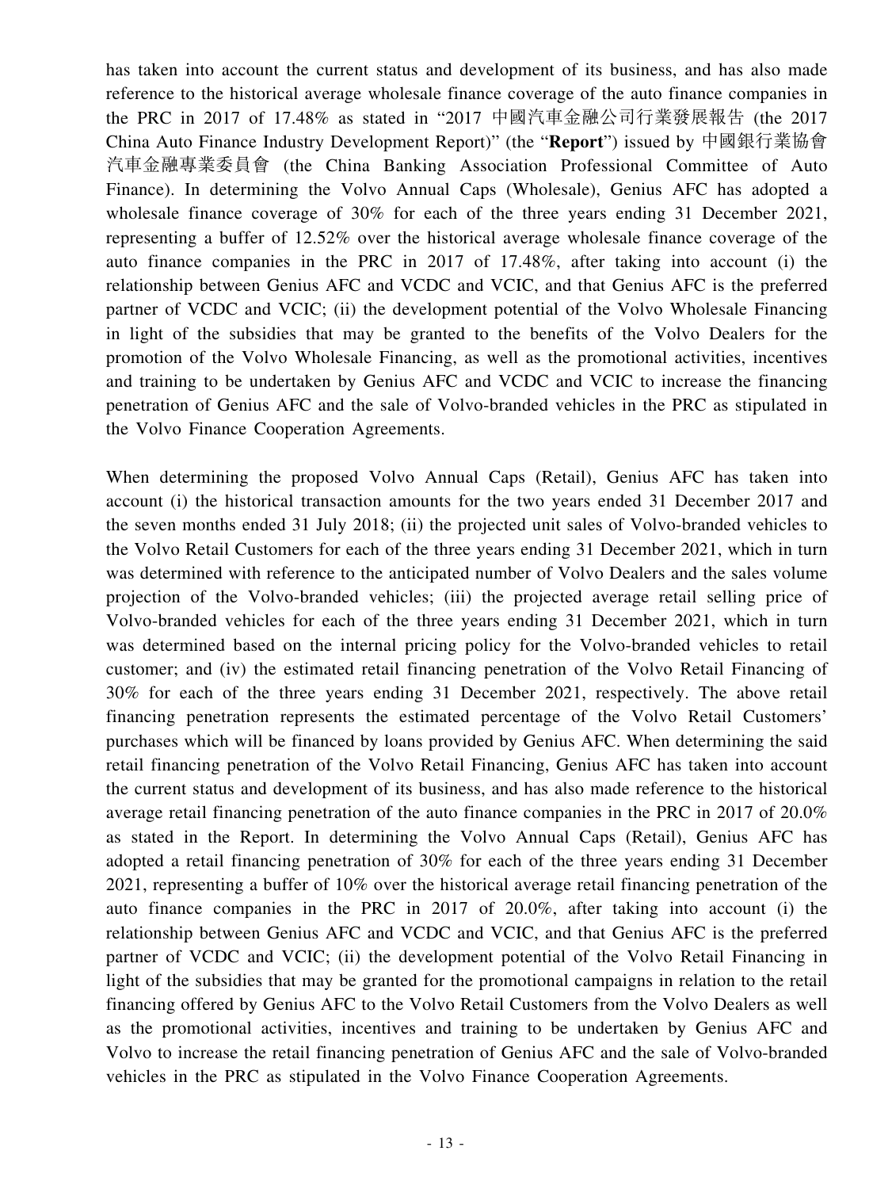has taken into account the current status and development of its business, and has also made reference to the historical average wholesale finance coverage of the auto finance companies in the PRC in 2017 of 17.48% as stated in "2017 中國汽車金融公司行業發展報告 (the 2017 China Auto Finance Industry Development Report)" (the "**Report**") issued by 中國銀行業協會汽車金融專業委員會 (the China Banking Association Professional Committee of Auto Finance). In determining the Volvo Annual Caps (Wholesale), Genius AFC has adopted a wholesale finance coverage of 30% for each of the three years ending 31 December 2021, representing a buffer of 12.52% over the historical average wholesale finance coverage of the auto finance companies in the PRC in 2017 of 17.48%, after taking into account (i) the relationship between Genius AFC and VCDC and VCIC, and that Genius AFC is the preferred partner of VCDC and VCIC; (ii) the development potential of the Volvo Wholesale Financing in light of the subsidies that may be granted to the benefits of the Volvo Dealers for the promotion of the Volvo Wholesale Financing, as well as the promotional activities, incentives and training to be undertaken by Genius AFC and VCDC and VCIC to increase the financing penetration of Genius AFC and the sale of Volvo-branded vehicles in the PRC as stipulated in the Volvo Finance Cooperation Agreements.

When determining the proposed Volvo Annual Caps (Retail), Genius AFC has taken into account (i) the historical transaction amounts for the two years ended 31 December 2017 and the seven months ended 31 July 2018; (ii) the projected unit sales of Volvo-branded vehicles to the Volvo Retail Customers for each of the three years ending 31 December 2021, which in turn was determined with reference to the anticipated number of Volvo Dealers and the sales volume projection of the Volvo-branded vehicles; (iii) the projected average retail selling price of Volvo-branded vehicles for each of the three years ending 31 December 2021, which in turn was determined based on the internal pricing policy for the Volvo-branded vehicles to retail customer; and (iv) the estimated retail financing penetration of the Volvo Retail Financing of 30% for each of the three years ending 31 December 2021, respectively. The above retail financing penetration represents the estimated percentage of the Volvo Retail Customers' purchases which will be financed by loans provided by Genius AFC. When determining the said retail financing penetration of the Volvo Retail Financing, Genius AFC has taken into account the current status and development of its business, and has also made reference to the historical average retail financing penetration of the auto finance companies in the PRC in 2017 of 20.0% as stated in the Report. In determining the Volvo Annual Caps (Retail), Genius AFC has adopted a retail financing penetration of 30% for each of the three years ending 31 December 2021, representing a buffer of 10% over the historical average retail financing penetration of the auto finance companies in the PRC in 2017 of 20.0%, after taking into account (i) the relationship between Genius AFC and VCDC and VCIC, and that Genius AFC is the preferred partner of VCDC and VCIC; (ii) the development potential of the Volvo Retail Financing in light of the subsidies that may be granted for the promotional campaigns in relation to the retail financing offered by Genius AFC to the Volvo Retail Customers from the Volvo Dealers as well as the promotional activities, incentives and training to be undertaken by Genius AFC and Volvo to increase the retail financing penetration of Genius AFC and the sale of Volvo-branded vehicles in the PRC as stipulated in the Volvo Finance Cooperation Agreements.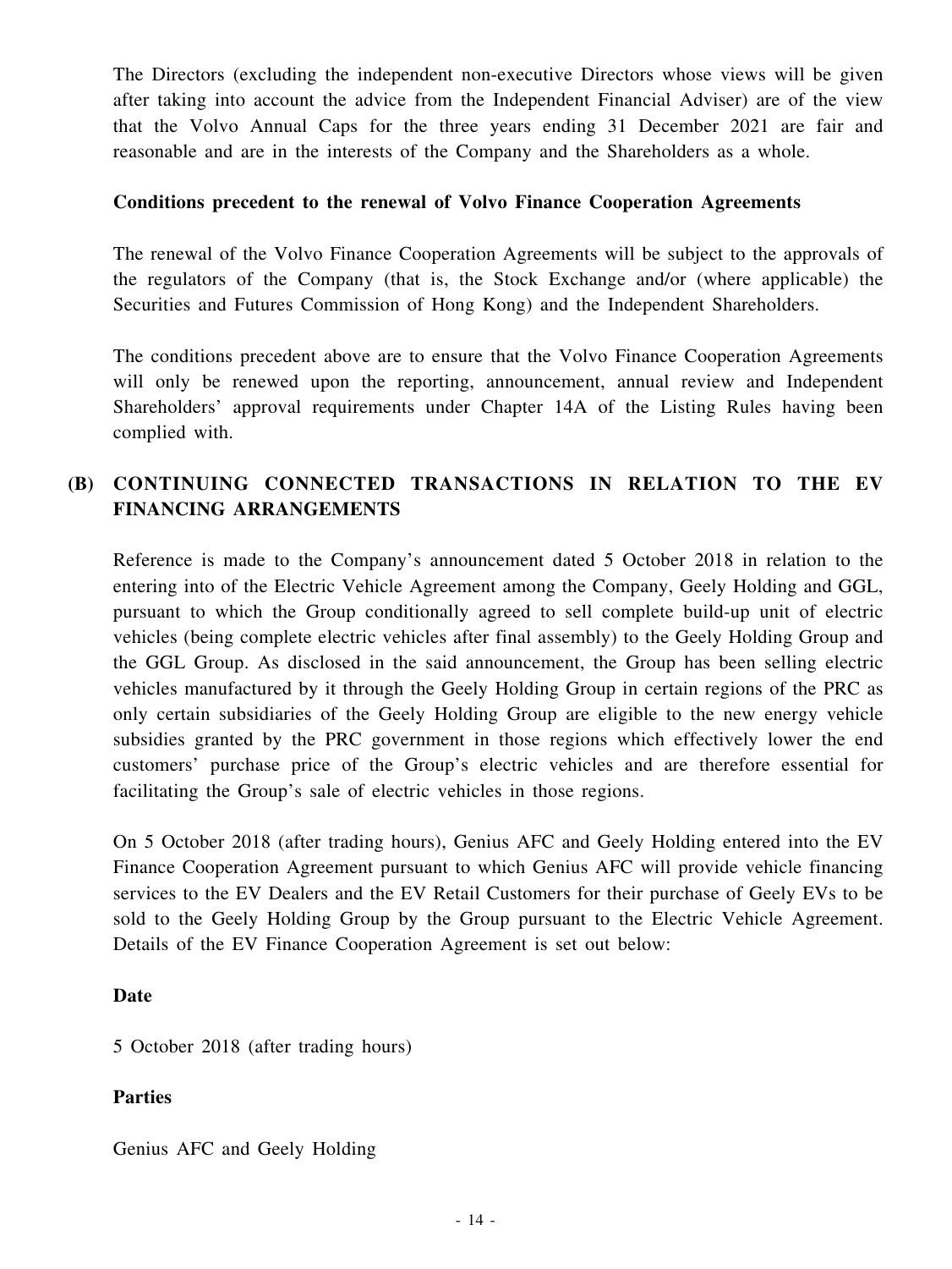The Directors (excluding the independent non-executive Directors whose views will be given after taking into account the advice from the Independent Financial Adviser) are of the view that the Volvo Annual Caps for the three years ending 31 December 2021 are fair and reasonable and are in the interests of the Company and the Shareholders as a whole.

**Conditions precedent to the renewal of Volvo Finance Cooperation Agreements**

The renewal of the Volvo Finance Cooperation Agreements will be subject to the approvals of the regulators of the Company (that is, the Stock Exchange and/or (where applicable) the Securities and Futures Commission of Hong Kong) and the Independent Shareholders.

The conditions precedent above are to ensure that the Volvo Finance Cooperation Agreements will only be renewed upon the reporting, announcement, annual review and Independent Shareholders' approval requirements under Chapter 14A of the Listing Rules having been complied with.

## (B) CONTINUING CONNECTED TRANSACTIONS IN RELATION TO THE EV FINANCING ARRANGEMENTS

Reference is made to the Company's announcement dated 5 October 2018 in relation to the entering into of the Electric Vehicle Agreement among the Company, Geely Holding and GGL, pursuant to which the Group conditionally agreed to sell complete build-up unit of electric vehicles (being complete electric vehicles after final assembly) to the Geely Holding Group and the GGL Group. As disclosed in the said announcement, the Group has been selling electric vehicles manufactured by it through the Geely Holding Group in certain regions of the PRC as only certain subsidiaries of the Geely Holding Group are eligible to the new energy vehicle subsidies granted by the PRC government in those regions which effectively lower the end customers' purchase price of the Group's electric vehicles and are therefore essential for facilitating the Group's sale of electric vehicles in those regions.

On 5 October 2018 (after trading hours), Genius AFC and Geely Holding entered into the EV Finance Cooperation Agreement pursuant to which Genius AFC will provide vehicle financing services to the EV Dealers and the EV Retail Customers for their purchase of Geely EVs to be sold to the Geely Holding Group by the Group pursuant to the Electric Vehicle Agreement. Details of the EV Finance Cooperation Agreement is set out below:

**Date**

5 October 2018 (after trading hours)

**Parties**

Genius AFC and Geely Holding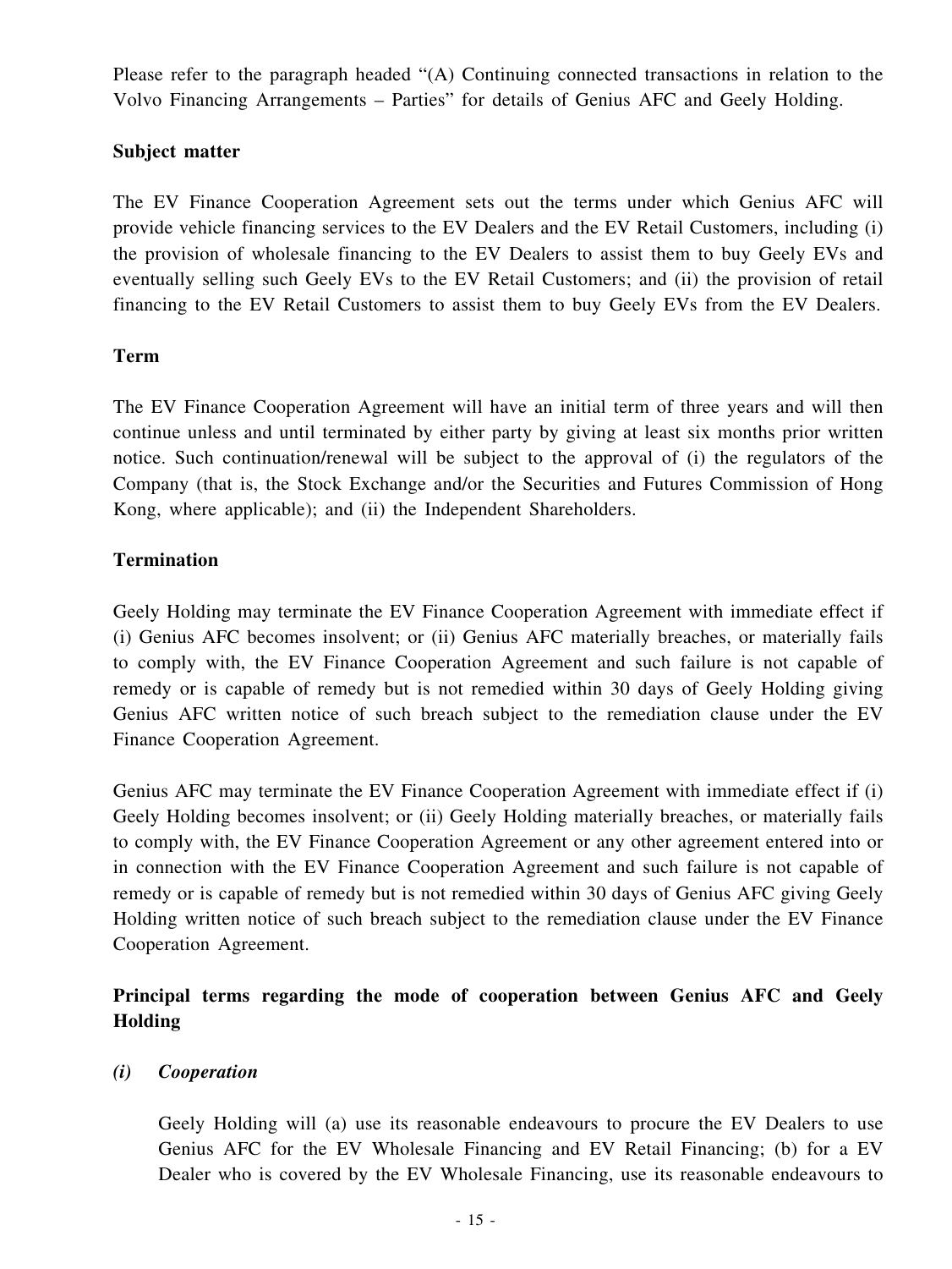Please refer to the paragraph headed "(A) Continuing connected transactions in relation to the Volvo Financing Arrangements – Parties" for details of Genius AFC and Geely Holding.

**Subject matter**

The EV Finance Cooperation Agreement sets out the terms under which Genius AFC will provide vehicle financing services to the EV Dealers and the EV Retail Customers, including (i) the provision of wholesale financing to the EV Dealers to assist them to buy Geely EVs and eventually selling such Geely EVs to the EV Retail Customers; and (ii) the provision of retail financing to the EV Retail Customers to assist them to buy Geely EVs from the EV Dealers.

**Term**

The EV Finance Cooperation Agreement will have an initial term of three years and will then continue unless and until terminated by either party by giving at least six months prior written notice. Such continuation/renewal will be subject to the approval of (i) the regulators of the Company (that is, the Stock Exchange and/or the Securities and Futures Commission of Hong Kong, where applicable); and (ii) the Independent Shareholders.

**Termination**

Geely Holding may terminate the EV Finance Cooperation Agreement with immediate effect if (i) Genius AFC becomes insolvent; or (ii) Genius AFC materially breaches, or materially fails to comply with, the EV Finance Cooperation Agreement and such failure is not capable of remedy or is capable of remedy but is not remedied within 30 days of Geely Holding giving Genius AFC written notice of such breach subject to the remediation clause under the EV Finance Cooperation Agreement.

Genius AFC may terminate the EV Finance Cooperation Agreement with immediate effect if (i) Geely Holding becomes insolvent; or (ii) Geely Holding materially breaches, or materially fails to comply with, the EV Finance Cooperation Agreement or any other agreement entered into or in connection with the EV Finance Cooperation Agreement and such failure is not capable of remedy or is capable of remedy but is not remedied within 30 days of Genius AFC giving Geely Holding written notice of such breach subject to the remediation clause under the EV Finance Cooperation Agreement.

**Principal terms regarding the mode of cooperation between Genius AFC and Geely Holding**

***(i) Cooperation***

Geely Holding will (a) use its reasonable endeavours to procure the EV Dealers to use Genius AFC for the EV Wholesale Financing and EV Retail Financing; (b) for a EV Dealer who is covered by the EV Wholesale Financing, use its reasonable endeavours to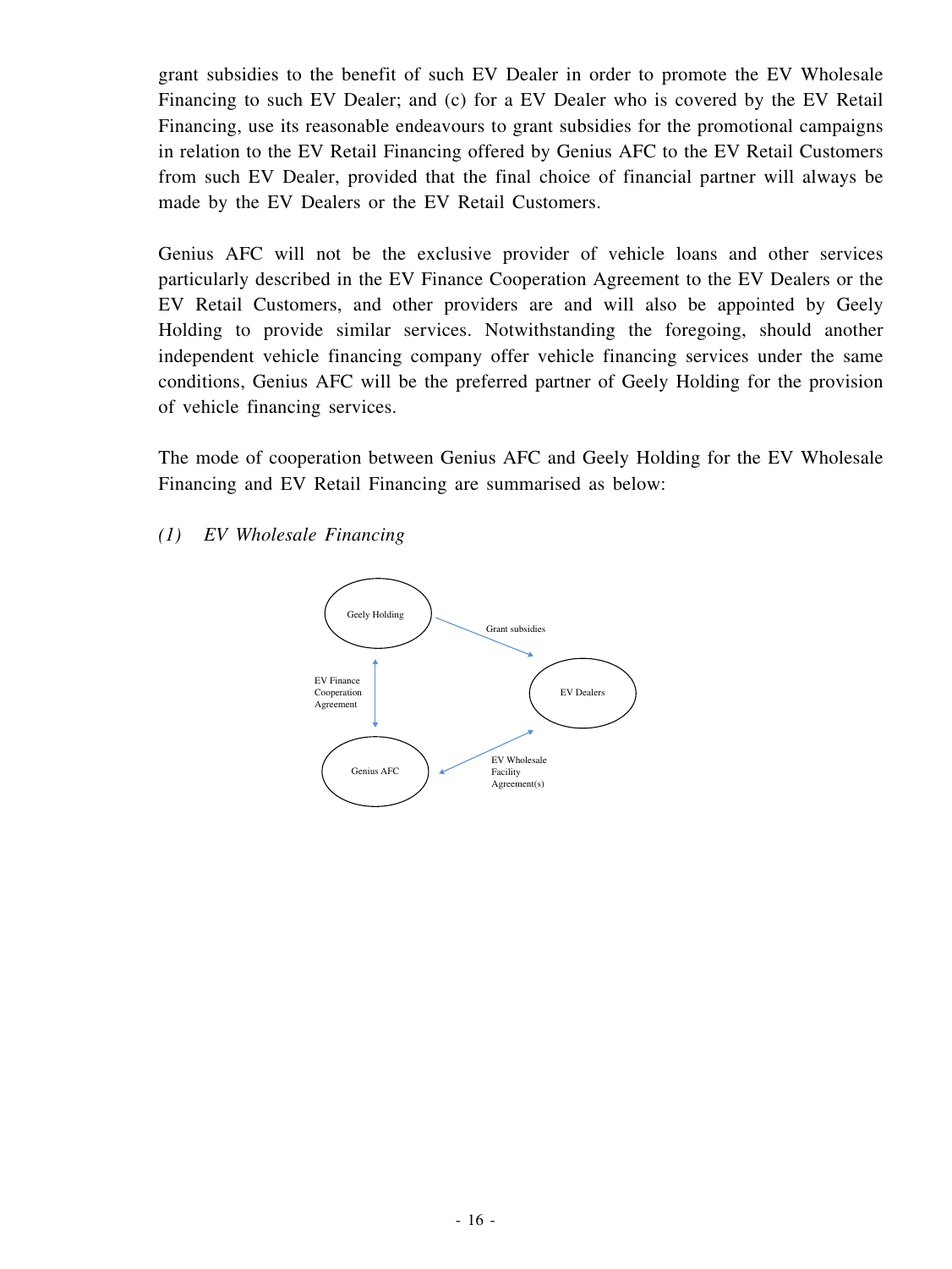grant subsidies to the benefit of such EV Dealer in order to promote the EV Wholesale Financing to such EV Dealer; and (c) for a EV Dealer who is covered by the EV Retail Financing, use its reasonable endeavours to grant subsidies for the promotional campaigns in relation to the EV Retail Financing offered by Genius AFC to the EV Retail Customers from such EV Dealer, provided that the final choice of financial partner will always be made by the EV Dealers or the EV Retail Customers.

Genius AFC will not be the exclusive provider of vehicle loans and other services particularly described in the EV Finance Cooperation Agreement to the EV Dealers or the EV Retail Customers, and other providers are and will also be appointed by Geely Holding to provide similar services. Notwithstanding the foregoing, should another independent vehicle financing company offer vehicle financing services under the same conditions, Genius AFC will be the preferred partner of Geely Holding for the provision of vehicle financing services.

The mode of cooperation between Genius AFC and Geely Holding for the EV Wholesale Financing and EV Retail Financing are summarised as below:

*(1) EV Wholesale Financing*

Geely Holding

Grant subsidies

EV Finance Cooperation Agreement

EV Dealers

Genius AFC

EV Wholesale Facility Agreement(s)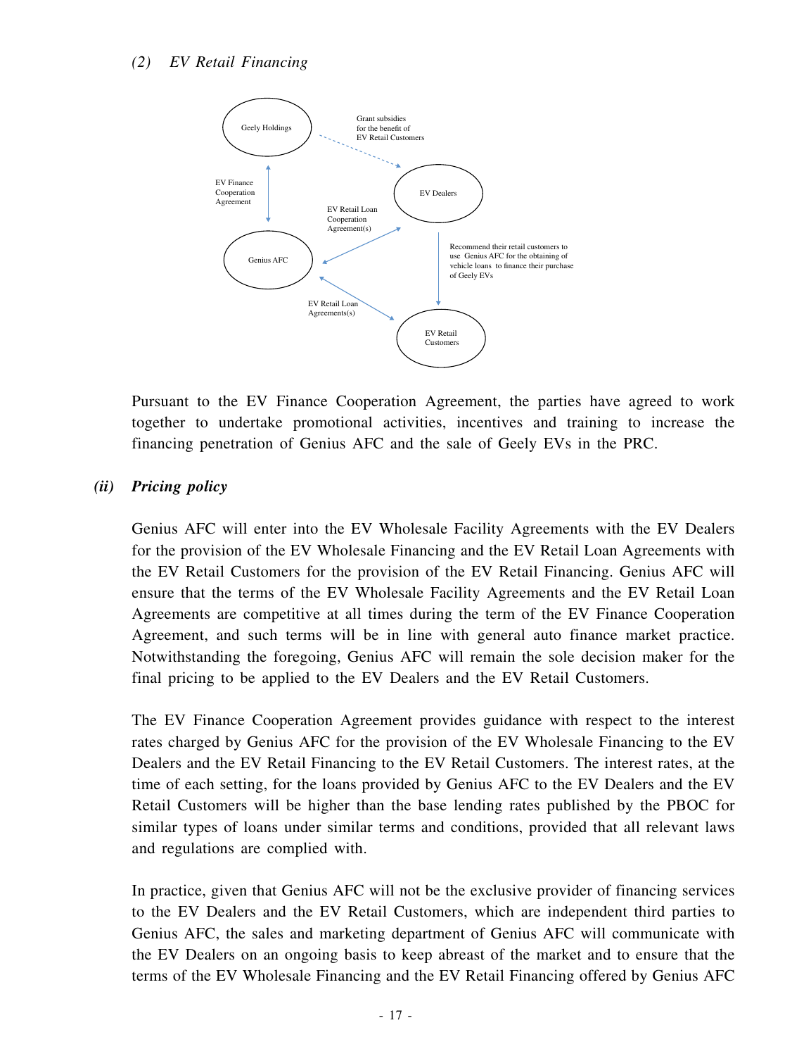*(2) EV Retail Financing*

Geely Holdings

Grant subsidies for the benefit of EV Retail Customers

EV Finance Cooperation Agreement

EV Dealers

EV Retail Loan Cooperation Agreement(s)

Genius AFC

Recommend their retail customers to use Genius AFC for the obtaining of vehicle loans to finance their purchase of Geely EVs

EV Retail Loan Agreements(s)

EV Retail Customers

Pursuant to the EV Finance Cooperation Agreement, the parties have agreed to work together to undertake promotional activities, incentives and training to increase the financing penetration of Genius AFC and the sale of Geely EVs in the PRC.

***(ii) Pricing policy***

Genius AFC will enter into the EV Wholesale Facility Agreements with the EV Dealers for the provision of the EV Wholesale Financing and the EV Retail Loan Agreements with the EV Retail Customers for the provision of the EV Retail Financing. Genius AFC will ensure that the terms of the EV Wholesale Facility Agreements and the EV Retail Loan Agreements are competitive at all times during the term of the EV Finance Cooperation Agreement, and such terms will be in line with general auto finance market practice. Notwithstanding the foregoing, Genius AFC will remain the sole decision maker for the final pricing to be applied to the EV Dealers and the EV Retail Customers.

The EV Finance Cooperation Agreement provides guidance with respect to the interest rates charged by Genius AFC for the provision of the EV Wholesale Financing to the EV Dealers and the EV Retail Financing to the EV Retail Customers. The interest rates, at the time of each setting, for the loans provided by Genius AFC to the EV Dealers and the EV Retail Customers will be higher than the base lending rates published by the PBOC for similar types of loans under similar terms and conditions, provided that all relevant laws and regulations are complied with.

In practice, given that Genius AFC will not be the exclusive provider of financing services to the EV Dealers and the EV Retail Customers, which are independent third parties to Genius AFC, the sales and marketing department of Genius AFC will communicate with the EV Dealers on an ongoing basis to keep abreast of the market and to ensure that the terms of the EV Wholesale Financing and the EV Retail Financing offered by Genius AFC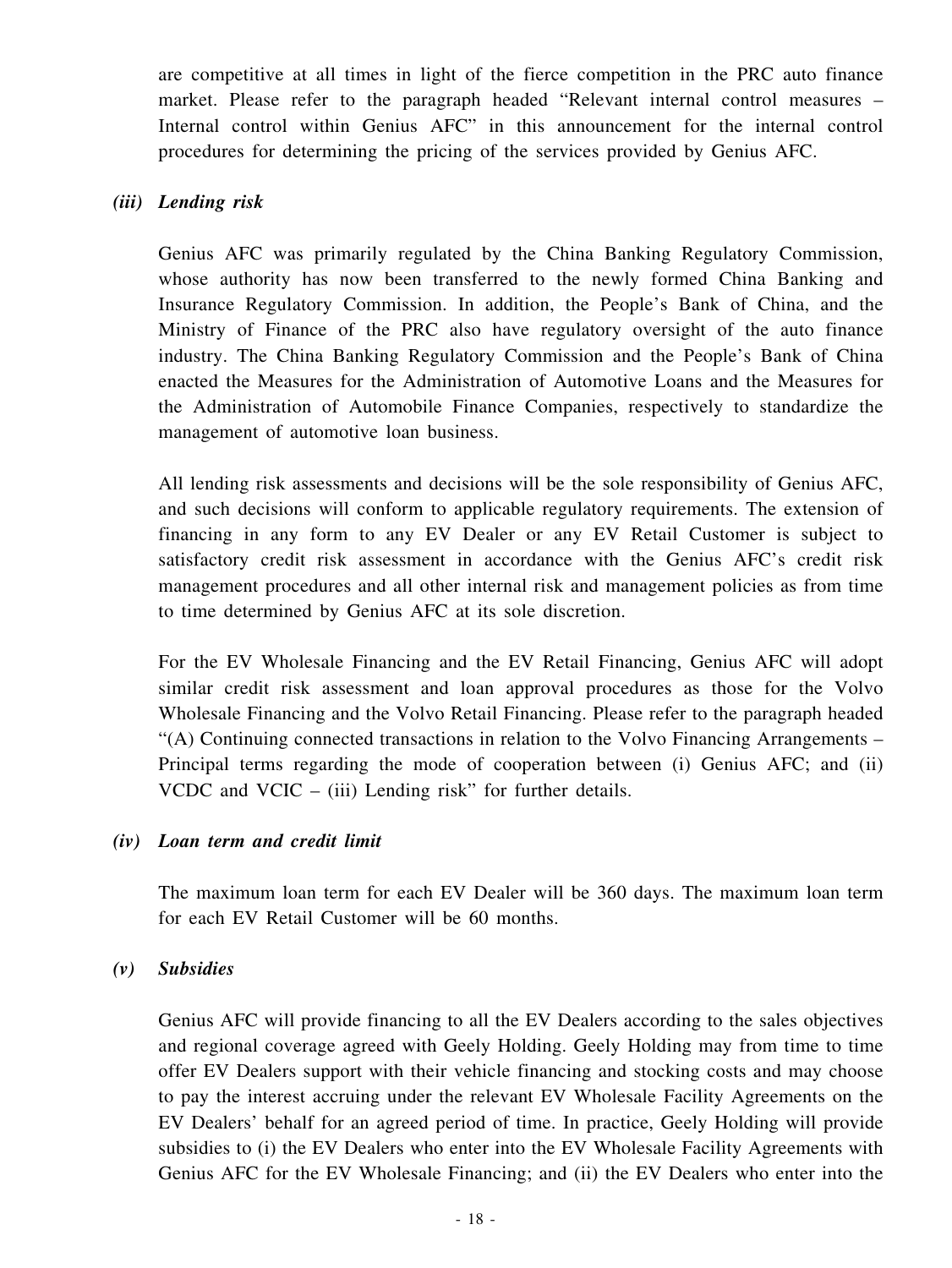are competitive at all times in light of the fierce competition in the PRC auto finance market. Please refer to the paragraph headed "Relevant internal control measures – Internal control within Genius AFC" in this announcement for the internal control procedures for determining the pricing of the services provided by Genius AFC.

*(iii) Lending risk*

Genius AFC was primarily regulated by the China Banking Regulatory Commission, whose authority has now been transferred to the newly formed China Banking and Insurance Regulatory Commission. In addition, the People's Bank of China, and the Ministry of Finance of the PRC also have regulatory oversight of the auto finance industry. The China Banking Regulatory Commission and the People's Bank of China enacted the Measures for the Administration of Automotive Loans and the Measures for the Administration of Automobile Finance Companies, respectively to standardize the management of automotive loan business.

All lending risk assessments and decisions will be the sole responsibility of Genius AFC, and such decisions will conform to applicable regulatory requirements. The extension of financing in any form to any EV Dealer or any EV Retail Customer is subject to satisfactory credit risk assessment in accordance with the Genius AFC's credit risk management procedures and all other internal risk and management policies as from time to time determined by Genius AFC at its sole discretion.

For the EV Wholesale Financing and the EV Retail Financing, Genius AFC will adopt similar credit risk assessment and loan approval procedures as those for the Volvo Wholesale Financing and the Volvo Retail Financing. Please refer to the paragraph headed "(A) Continuing connected transactions in relation to the Volvo Financing Arrangements – Principal terms regarding the mode of cooperation between (i) Genius AFC; and (ii) VCDC and VCIC – (iii) Lending risk" for further details.

*(iv) Loan term and credit limit*

The maximum loan term for each EV Dealer will be 360 days. The maximum loan term for each EV Retail Customer will be 60 months.

*(v) Subsidies*

Genius AFC will provide financing to all the EV Dealers according to the sales objectives and regional coverage agreed with Geely Holding. Geely Holding may from time to time offer EV Dealers support with their vehicle financing and stocking costs and may choose to pay the interest accruing under the relevant EV Wholesale Facility Agreements on the EV Dealers' behalf for an agreed period of time. In practice, Geely Holding will provide subsidies to (i) the EV Dealers who enter into the EV Wholesale Facility Agreements with Genius AFC for the EV Wholesale Financing; and (ii) the EV Dealers who enter into the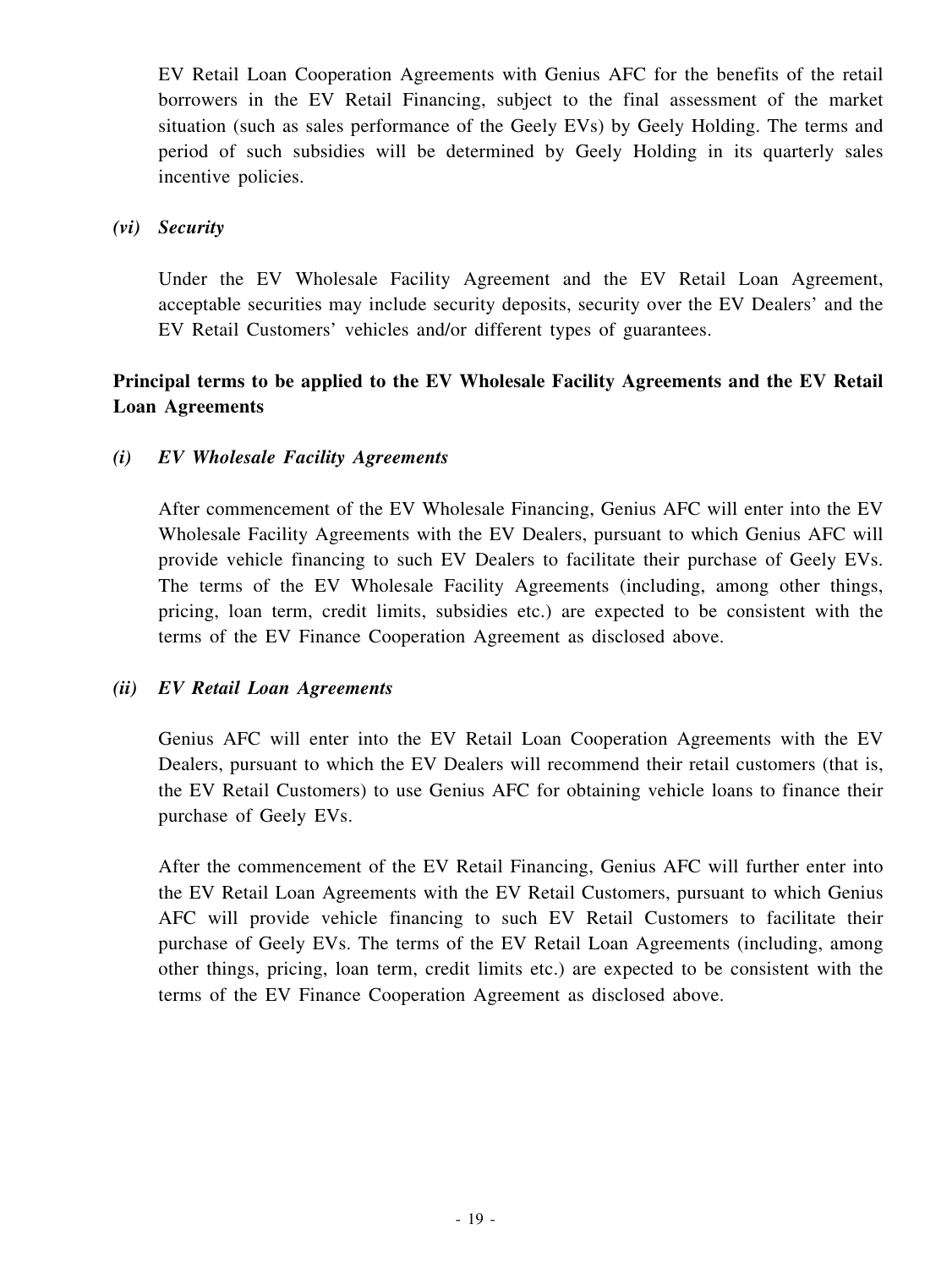EV Retail Loan Cooperation Agreements with Genius AFC for the benefits of the retail borrowers in the EV Retail Financing, subject to the final assessment of the market situation (such as sales performance of the Geely EVs) by Geely Holding. The terms and period of such subsidies will be determined by Geely Holding in its quarterly sales incentive policies.

*(vi) Security*

Under the EV Wholesale Facility Agreement and the EV Retail Loan Agreement, acceptable securities may include security deposits, security over the EV Dealers' and the EV Retail Customers' vehicles and/or different types of guarantees.

**Principal terms to be applied to the EV Wholesale Facility Agreements and the EV Retail Loan Agreements**

*(i) EV Wholesale Facility Agreements*

After commencement of the EV Wholesale Financing, Genius AFC will enter into the EV Wholesale Facility Agreements with the EV Dealers, pursuant to which Genius AFC will provide vehicle financing to such EV Dealers to facilitate their purchase of Geely EVs. The terms of the EV Wholesale Facility Agreements (including, among other things, pricing, loan term, credit limits, subsidies etc.) are expected to be consistent with the terms of the EV Finance Cooperation Agreement as disclosed above.

*(ii) EV Retail Loan Agreements*

Genius AFC will enter into the EV Retail Loan Cooperation Agreements with the EV Dealers, pursuant to which the EV Dealers will recommend their retail customers (that is, the EV Retail Customers) to use Genius AFC for obtaining vehicle loans to finance their purchase of Geely EVs.

After the commencement of the EV Retail Financing, Genius AFC will further enter into the EV Retail Loan Agreements with the EV Retail Customers, pursuant to which Genius AFC will provide vehicle financing to such EV Retail Customers to facilitate their purchase of Geely EVs. The terms of the EV Retail Loan Agreements (including, among other things, pricing, loan term, credit limits etc.) are expected to be consistent with the terms of the EV Finance Cooperation Agreement as disclosed above.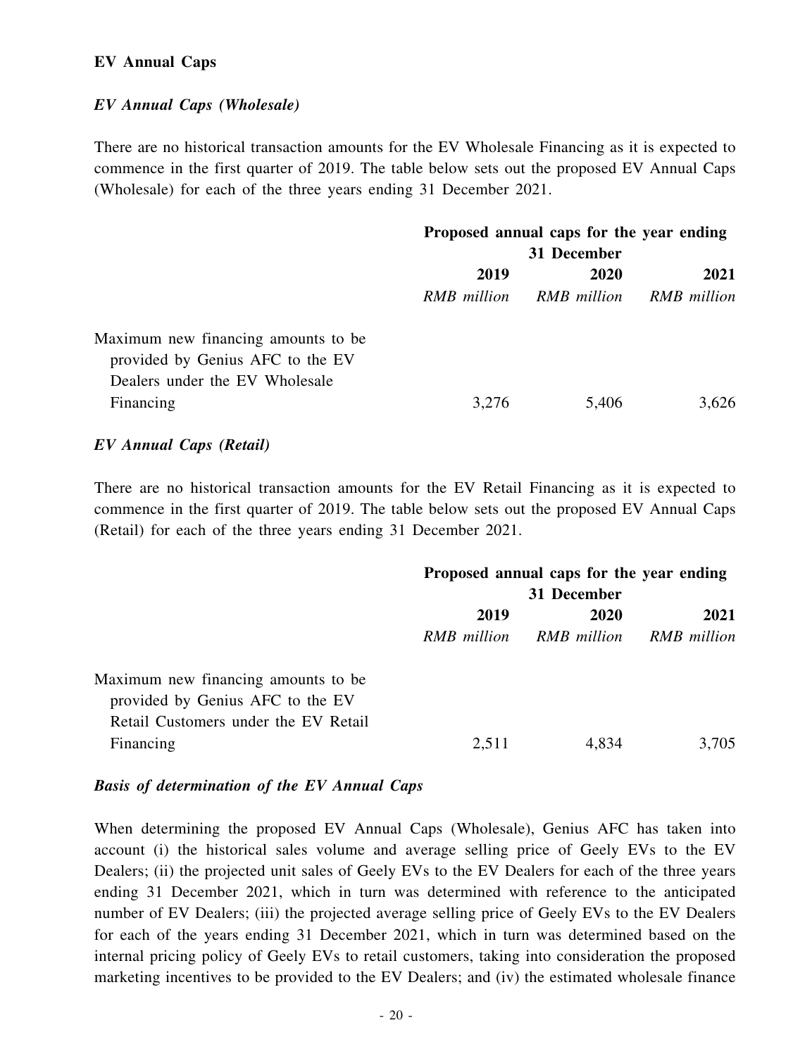**EV Annual Caps**

***EV Annual Caps (Wholesale)***

There are no historical transaction amounts for the EV Wholesale Financing as it is expected to commence in the first quarter of 2019. The table below sets out the proposed EV Annual Caps (Wholesale) for each of the three years ending 31 December 2021.

| | Proposed annual caps for the year ending 31 December | | |
|---|---|---|---|
| | **2019** | **2020** | **2021** |
| | *RMB million* | *RMB million* | *RMB million* |
| Maximum new financing amounts to be provided by Genius AFC to the EV Dealers under the EV Wholesale Financing | 3,276 | 5,406 | 3,626 |

***EV Annual Caps (Retail)***

There are no historical transaction amounts for the EV Retail Financing as it is expected to commence in the first quarter of 2019. The table below sets out the proposed EV Annual Caps (Retail) for each of the three years ending 31 December 2021.

| | Proposed annual caps for the year ending 31 December | | |
|---|---|---|---|
| | **2019** | **2020** | **2021** |
| | *RMB million* | *RMB million* | *RMB million* |
| Maximum new financing amounts to be provided by Genius AFC to the EV Retail Customers under the EV Retail Financing | 2,511 | 4,834 | 3,705 |

***Basis of determination of the EV Annual Caps***

When determining the proposed EV Annual Caps (Wholesale), Genius AFC has taken into account (i) the historical sales volume and average selling price of Geely EVs to the EV Dealers; (ii) the projected unit sales of Geely EVs to the EV Dealers for each of the three years ending 31 December 2021, which in turn was determined with reference to the anticipated number of EV Dealers; (iii) the projected average selling price of Geely EVs to the EV Dealers for each of the years ending 31 December 2021, which in turn was determined based on the internal pricing policy of Geely EVs to retail customers, taking into consideration the proposed marketing incentives to be provided to the EV Dealers; and (iv) the estimated wholesale finance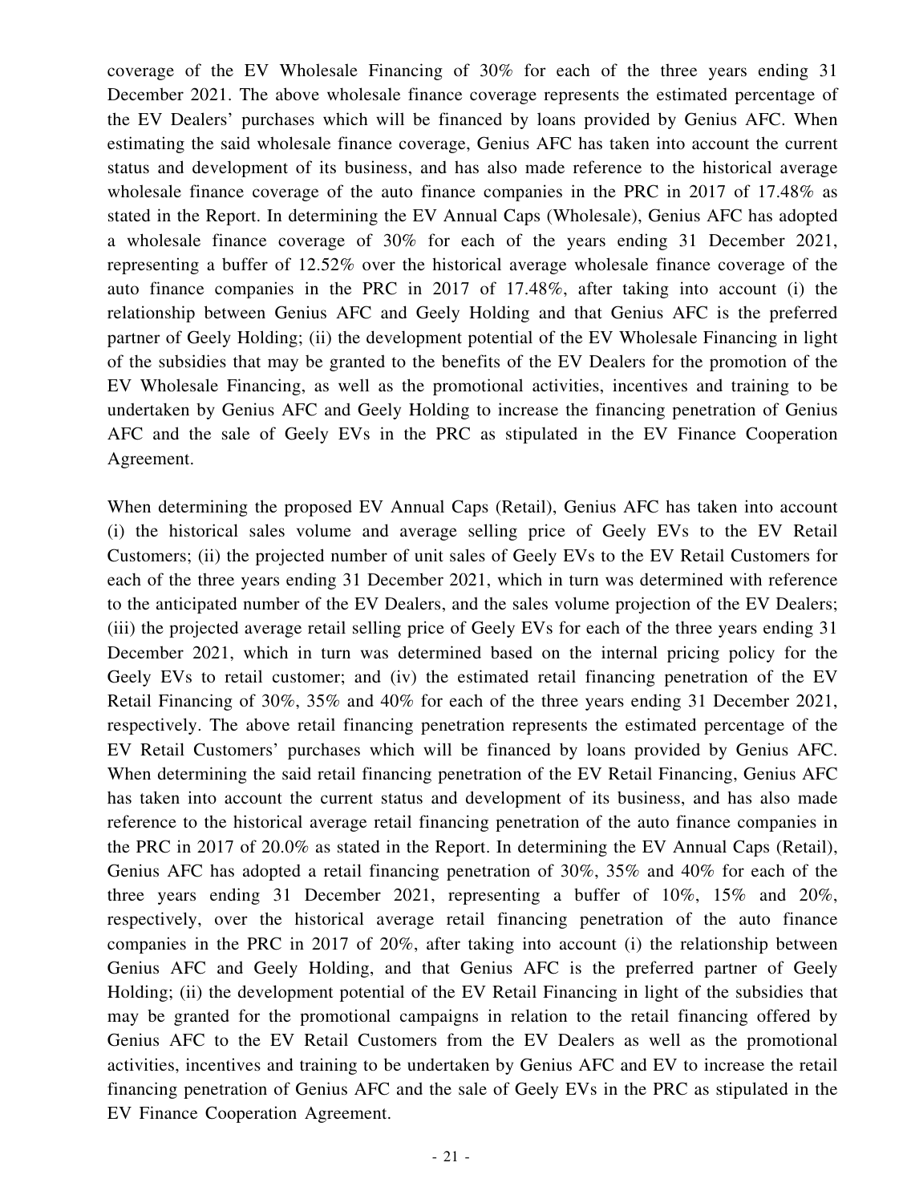coverage of the EV Wholesale Financing of 30% for each of the three years ending 31 December 2021. The above wholesale finance coverage represents the estimated percentage of the EV Dealers' purchases which will be financed by loans provided by Genius AFC. When estimating the said wholesale finance coverage, Genius AFC has taken into account the current status and development of its business, and has also made reference to the historical average wholesale finance coverage of the auto finance companies in the PRC in 2017 of 17.48% as stated in the Report. In determining the EV Annual Caps (Wholesale), Genius AFC has adopted a wholesale finance coverage of 30% for each of the years ending 31 December 2021, representing a buffer of 12.52% over the historical average wholesale finance coverage of the auto finance companies in the PRC in 2017 of 17.48%, after taking into account (i) the relationship between Genius AFC and Geely Holding and that Genius AFC is the preferred partner of Geely Holding; (ii) the development potential of the EV Wholesale Financing in light of the subsidies that may be granted to the benefits of the EV Dealers for the promotion of the EV Wholesale Financing, as well as the promotional activities, incentives and training to be undertaken by Genius AFC and Geely Holding to increase the financing penetration of Genius AFC and the sale of Geely EVs in the PRC as stipulated in the EV Finance Cooperation Agreement.

When determining the proposed EV Annual Caps (Retail), Genius AFC has taken into account (i) the historical sales volume and average selling price of Geely EVs to the EV Retail Customers; (ii) the projected number of unit sales of Geely EVs to the EV Retail Customers for each of the three years ending 31 December 2021, which in turn was determined with reference to the anticipated number of the EV Dealers, and the sales volume projection of the EV Dealers; (iii) the projected average retail selling price of Geely EVs for each of the three years ending 31 December 2021, which in turn was determined based on the internal pricing policy for the Geely EVs to retail customer; and (iv) the estimated retail financing penetration of the EV Retail Financing of 30%, 35% and 40% for each of the three years ending 31 December 2021, respectively. The above retail financing penetration represents the estimated percentage of the EV Retail Customers' purchases which will be financed by loans provided by Genius AFC. When determining the said retail financing penetration of the EV Retail Financing, Genius AFC has taken into account the current status and development of its business, and has also made reference to the historical average retail financing penetration of the auto finance companies in the PRC in 2017 of 20.0% as stated in the Report. In determining the EV Annual Caps (Retail), Genius AFC has adopted a retail financing penetration of 30%, 35% and 40% for each of the three years ending 31 December 2021, representing a buffer of 10%, 15% and 20%, respectively, over the historical average retail financing penetration of the auto finance companies in the PRC in 2017 of 20%, after taking into account (i) the relationship between Genius AFC and Geely Holding, and that Genius AFC is the preferred partner of Geely Holding; (ii) the development potential of the EV Retail Financing in light of the subsidies that may be granted for the promotional campaigns in relation to the retail financing offered by Genius AFC to the EV Retail Customers from the EV Dealers as well as the promotional activities, incentives and training to be undertaken by Genius AFC and EV to increase the retail financing penetration of Genius AFC and the sale of Geely EVs in the PRC as stipulated in the EV Finance Cooperation Agreement.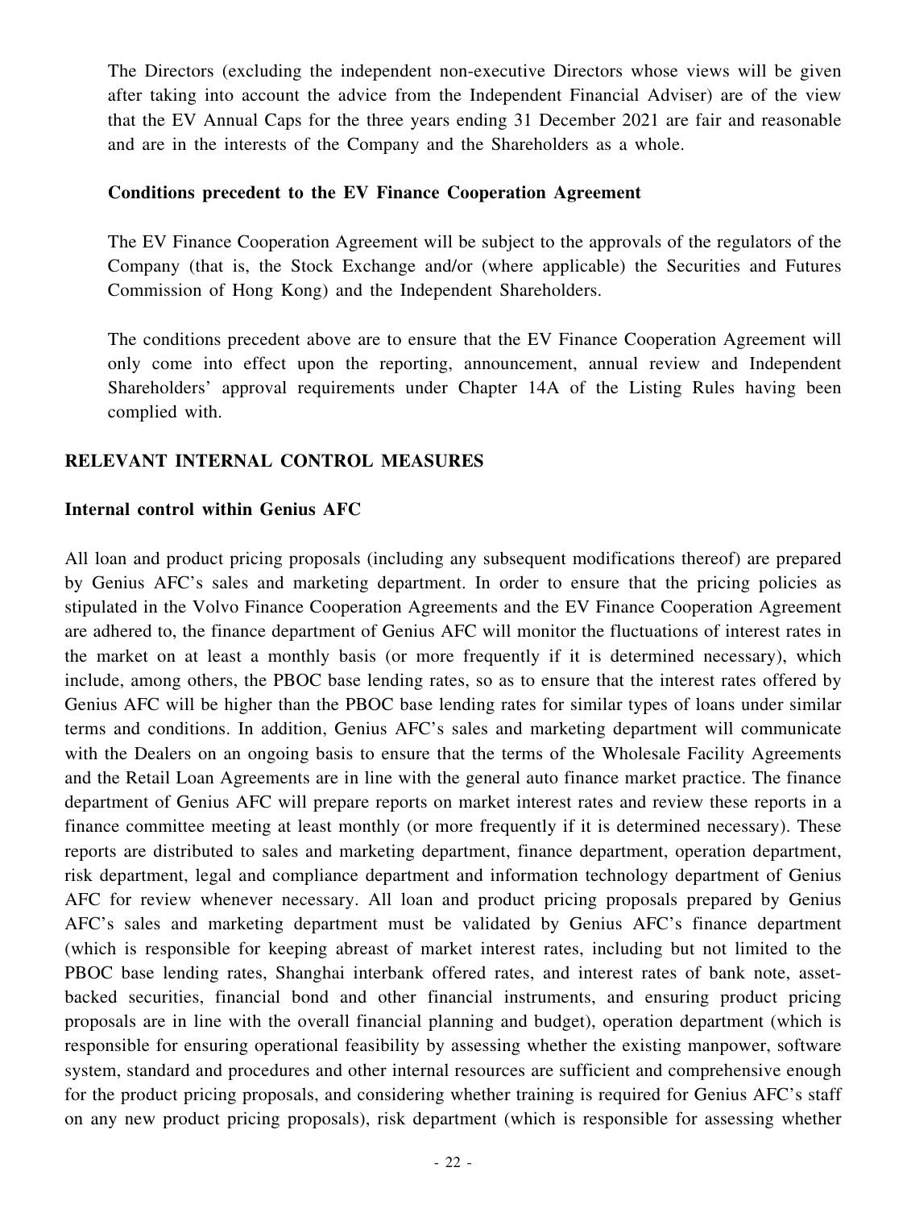The Directors (excluding the independent non-executive Directors whose views will be given after taking into account the advice from the Independent Financial Adviser) are of the view that the EV Annual Caps for the three years ending 31 December 2021 are fair and reasonable and are in the interests of the Company and the Shareholders as a whole.

**Conditions precedent to the EV Finance Cooperation Agreement**

The EV Finance Cooperation Agreement will be subject to the approvals of the regulators of the Company (that is, the Stock Exchange and/or (where applicable) the Securities and Futures Commission of Hong Kong) and the Independent Shareholders.

The conditions precedent above are to ensure that the EV Finance Cooperation Agreement will only come into effect upon the reporting, announcement, annual review and Independent Shareholders' approval requirements under Chapter 14A of the Listing Rules having been complied with.

## RELEVANT INTERNAL CONTROL MEASURES

**Internal control within Genius AFC**

All loan and product pricing proposals (including any subsequent modifications thereof) are prepared by Genius AFC's sales and marketing department. In order to ensure that the pricing policies as stipulated in the Volvo Finance Cooperation Agreements and the EV Finance Cooperation Agreement are adhered to, the finance department of Genius AFC will monitor the fluctuations of interest rates in the market on at least a monthly basis (or more frequently if it is determined necessary), which include, among others, the PBOC base lending rates, so as to ensure that the interest rates offered by Genius AFC will be higher than the PBOC base lending rates for similar types of loans under similar terms and conditions. In addition, Genius AFC's sales and marketing department will communicate with the Dealers on an ongoing basis to ensure that the terms of the Wholesale Facility Agreements and the Retail Loan Agreements are in line with the general auto finance market practice. The finance department of Genius AFC will prepare reports on market interest rates and review these reports in a finance committee meeting at least monthly (or more frequently if it is determined necessary). These reports are distributed to sales and marketing department, finance department, operation department, risk department, legal and compliance department and information technology department of Genius AFC for review whenever necessary. All loan and product pricing proposals prepared by Genius AFC's sales and marketing department must be validated by Genius AFC's finance department (which is responsible for keeping abreast of market interest rates, including but not limited to the PBOC base lending rates, Shanghai interbank offered rates, and interest rates of bank note, asset-backed securities, financial bond and other financial instruments, and ensuring product pricing proposals are in line with the overall financial planning and budget), operation department (which is responsible for ensuring operational feasibility by assessing whether the existing manpower, software system, standard and procedures and other internal resources are sufficient and comprehensive enough for the product pricing proposals, and considering whether training is required for Genius AFC's staff on any new product pricing proposals), risk department (which is responsible for assessing whether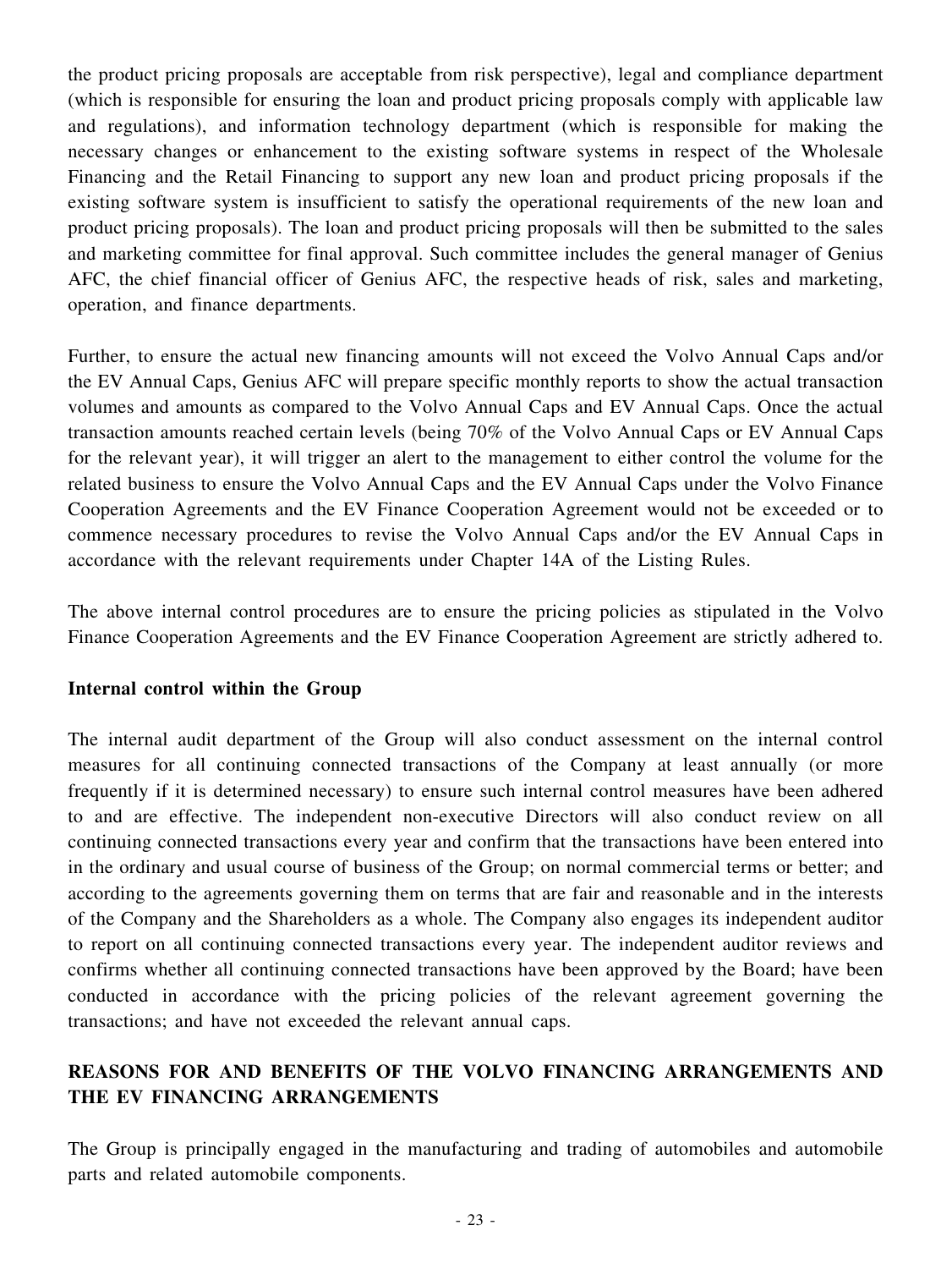the product pricing proposals are acceptable from risk perspective), legal and compliance department (which is responsible for ensuring the loan and product pricing proposals comply with applicable law and regulations), and information technology department (which is responsible for making the necessary changes or enhancement to the existing software systems in respect of the Wholesale Financing and the Retail Financing to support any new loan and product pricing proposals if the existing software system is insufficient to satisfy the operational requirements of the new loan and product pricing proposals). The loan and product pricing proposals will then be submitted to the sales and marketing committee for final approval. Such committee includes the general manager of Genius AFC, the chief financial officer of Genius AFC, the respective heads of risk, sales and marketing, operation, and finance departments.

Further, to ensure the actual new financing amounts will not exceed the Volvo Annual Caps and/or the EV Annual Caps, Genius AFC will prepare specific monthly reports to show the actual transaction volumes and amounts as compared to the Volvo Annual Caps and EV Annual Caps. Once the actual transaction amounts reached certain levels (being 70% of the Volvo Annual Caps or EV Annual Caps for the relevant year), it will trigger an alert to the management to either control the volume for the related business to ensure the Volvo Annual Caps and the EV Annual Caps under the Volvo Finance Cooperation Agreements and the EV Finance Cooperation Agreement would not be exceeded or to commence necessary procedures to revise the Volvo Annual Caps and/or the EV Annual Caps in accordance with the relevant requirements under Chapter 14A of the Listing Rules.

The above internal control procedures are to ensure the pricing policies as stipulated in the Volvo Finance Cooperation Agreements and the EV Finance Cooperation Agreement are strictly adhered to.

**Internal control within the Group**

The internal audit department of the Group will also conduct assessment on the internal control measures for all continuing connected transactions of the Company at least annually (or more frequently if it is determined necessary) to ensure such internal control measures have been adhered to and are effective. The independent non-executive Directors will also conduct review on all continuing connected transactions every year and confirm that the transactions have been entered into in the ordinary and usual course of business of the Group; on normal commercial terms or better; and according to the agreements governing them on terms that are fair and reasonable and in the interests of the Company and the Shareholders as a whole. The Company also engages its independent auditor to report on all continuing connected transactions every year. The independent auditor reviews and confirms whether all continuing connected transactions have been approved by the Board; have been conducted in accordance with the pricing policies of the relevant agreement governing the transactions; and have not exceeded the relevant annual caps.

## REASONS FOR AND BENEFITS OF THE VOLVO FINANCING ARRANGEMENTS AND THE EV FINANCING ARRANGEMENTS

The Group is principally engaged in the manufacturing and trading of automobiles and automobile parts and related automobile components.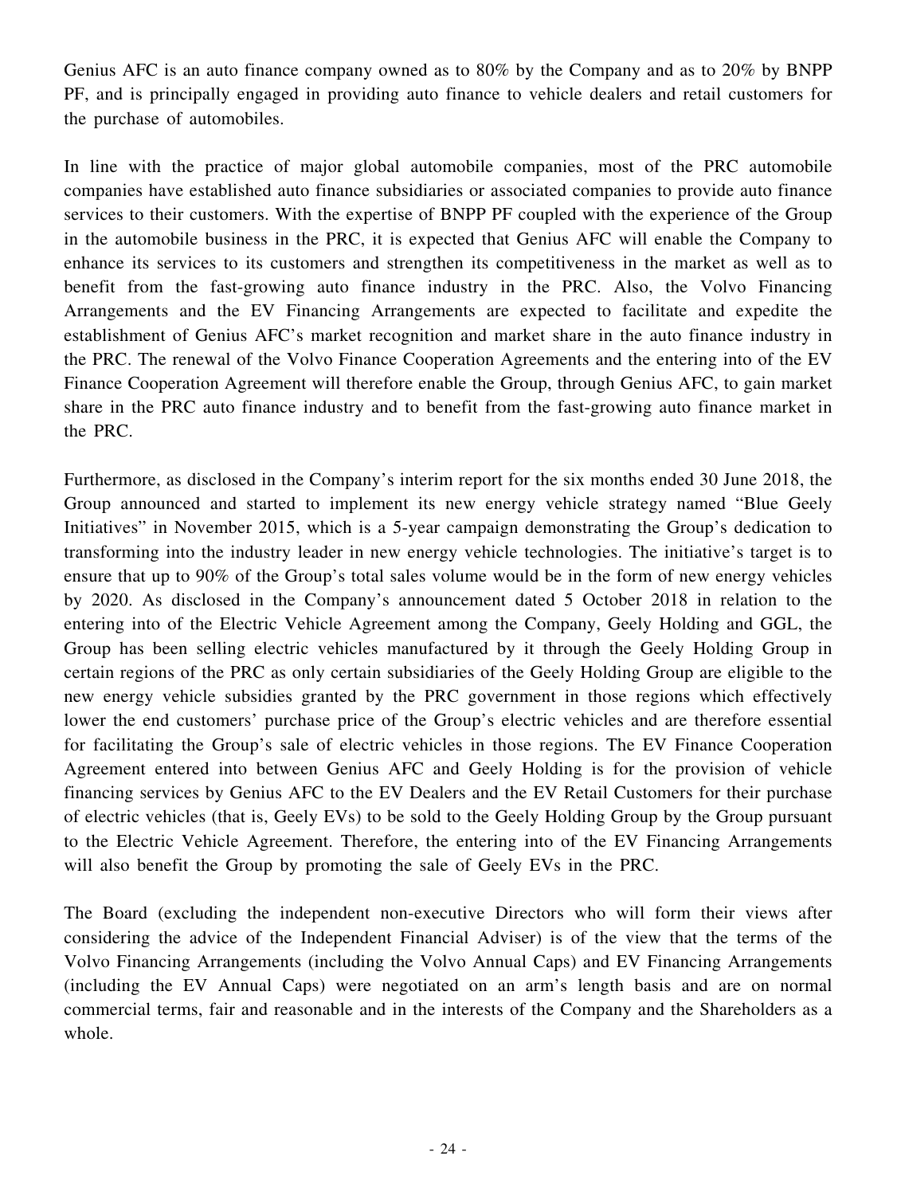Genius AFC is an auto finance company owned as to 80% by the Company and as to 20% by BNPP PF, and is principally engaged in providing auto finance to vehicle dealers and retail customers for the purchase of automobiles.

In line with the practice of major global automobile companies, most of the PRC automobile companies have established auto finance subsidiaries or associated companies to provide auto finance services to their customers. With the expertise of BNPP PF coupled with the experience of the Group in the automobile business in the PRC, it is expected that Genius AFC will enable the Company to enhance its services to its customers and strengthen its competitiveness in the market as well as to benefit from the fast-growing auto finance industry in the PRC. Also, the Volvo Financing Arrangements and the EV Financing Arrangements are expected to facilitate and expedite the establishment of Genius AFC's market recognition and market share in the auto finance industry in the PRC. The renewal of the Volvo Finance Cooperation Agreements and the entering into of the EV Finance Cooperation Agreement will therefore enable the Group, through Genius AFC, to gain market share in the PRC auto finance industry and to benefit from the fast-growing auto finance market in the PRC.

Furthermore, as disclosed in the Company's interim report for the six months ended 30 June 2018, the Group announced and started to implement its new energy vehicle strategy named "Blue Geely Initiatives" in November 2015, which is a 5-year campaign demonstrating the Group's dedication to transforming into the industry leader in new energy vehicle technologies. The initiative's target is to ensure that up to 90% of the Group's total sales volume would be in the form of new energy vehicles by 2020. As disclosed in the Company's announcement dated 5 October 2018 in relation to the entering into of the Electric Vehicle Agreement among the Company, Geely Holding and GGL, the Group has been selling electric vehicles manufactured by it through the Geely Holding Group in certain regions of the PRC as only certain subsidiaries of the Geely Holding Group are eligible to the new energy vehicle subsidies granted by the PRC government in those regions which effectively lower the end customers' purchase price of the Group's electric vehicles and are therefore essential for facilitating the Group's sale of electric vehicles in those regions. The EV Finance Cooperation Agreement entered into between Genius AFC and Geely Holding is for the provision of vehicle financing services by Genius AFC to the EV Dealers and the EV Retail Customers for their purchase of electric vehicles (that is, Geely EVs) to be sold to the Geely Holding Group by the Group pursuant to the Electric Vehicle Agreement. Therefore, the entering into of the EV Financing Arrangements will also benefit the Group by promoting the sale of Geely EVs in the PRC.

The Board (excluding the independent non-executive Directors who will form their views after considering the advice of the Independent Financial Adviser) is of the view that the terms of the Volvo Financing Arrangements (including the Volvo Annual Caps) and EV Financing Arrangements (including the EV Annual Caps) were negotiated on an arm's length basis and are on normal commercial terms, fair and reasonable and in the interests of the Company and the Shareholders as a whole.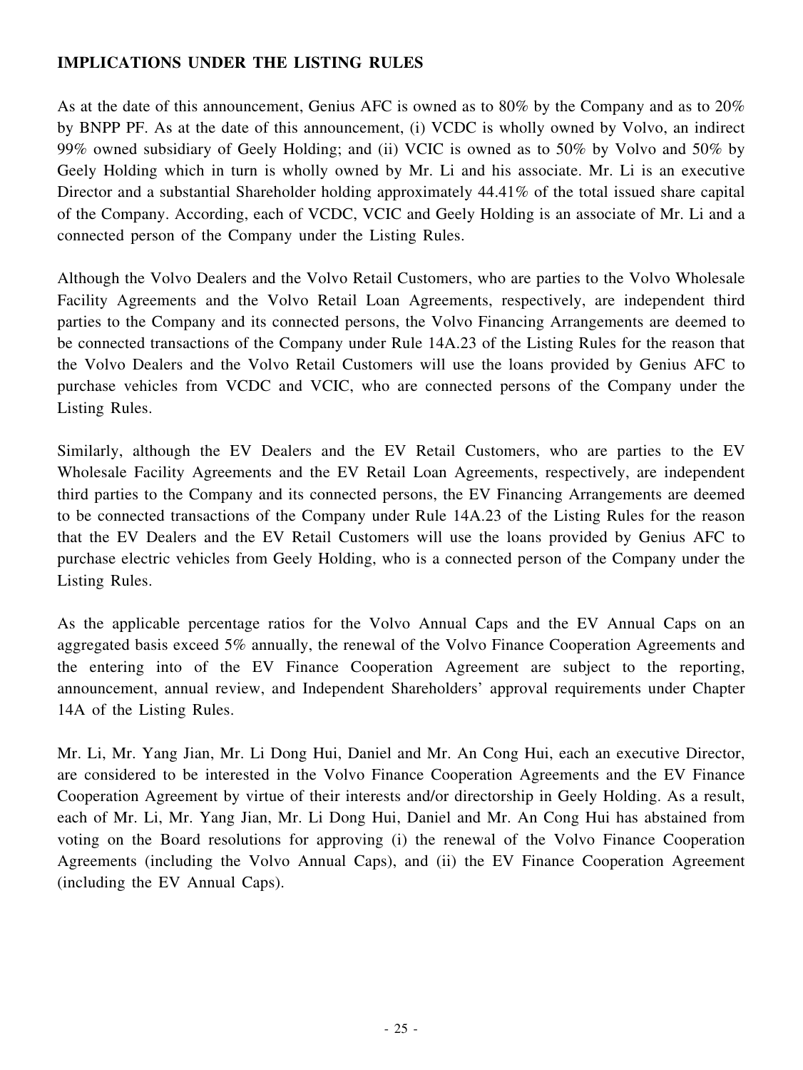**IMPLICATIONS UNDER THE LISTING RULES**

As at the date of this announcement, Genius AFC is owned as to 80% by the Company and as to 20% by BNPP PF. As at the date of this announcement, (i) VCDC is wholly owned by Volvo, an indirect 99% owned subsidiary of Geely Holding; and (ii) VCIC is owned as to 50% by Volvo and 50% by Geely Holding which in turn is wholly owned by Mr. Li and his associate. Mr. Li is an executive Director and a substantial Shareholder holding approximately 44.41% of the total issued share capital of the Company. According, each of VCDC, VCIC and Geely Holding is an associate of Mr. Li and a connected person of the Company under the Listing Rules.

Although the Volvo Dealers and the Volvo Retail Customers, who are parties to the Volvo Wholesale Facility Agreements and the Volvo Retail Loan Agreements, respectively, are independent third parties to the Company and its connected persons, the Volvo Financing Arrangements are deemed to be connected transactions of the Company under Rule 14A.23 of the Listing Rules for the reason that the Volvo Dealers and the Volvo Retail Customers will use the loans provided by Genius AFC to purchase vehicles from VCDC and VCIC, who are connected persons of the Company under the Listing Rules.

Similarly, although the EV Dealers and the EV Retail Customers, who are parties to the EV Wholesale Facility Agreements and the EV Retail Loan Agreements, respectively, are independent third parties to the Company and its connected persons, the EV Financing Arrangements are deemed to be connected transactions of the Company under Rule 14A.23 of the Listing Rules for the reason that the EV Dealers and the EV Retail Customers will use the loans provided by Genius AFC to purchase electric vehicles from Geely Holding, who is a connected person of the Company under the Listing Rules.

As the applicable percentage ratios for the Volvo Annual Caps and the EV Annual Caps on an aggregated basis exceed 5% annually, the renewal of the Volvo Finance Cooperation Agreements and the entering into of the EV Finance Cooperation Agreement are subject to the reporting, announcement, annual review, and Independent Shareholders' approval requirements under Chapter 14A of the Listing Rules.

Mr. Li, Mr. Yang Jian, Mr. Li Dong Hui, Daniel and Mr. An Cong Hui, each an executive Director, are considered to be interested in the Volvo Finance Cooperation Agreements and the EV Finance Cooperation Agreement by virtue of their interests and/or directorship in Geely Holding. As a result, each of Mr. Li, Mr. Yang Jian, Mr. Li Dong Hui, Daniel and Mr. An Cong Hui has abstained from voting on the Board resolutions for approving (i) the renewal of the Volvo Finance Cooperation Agreements (including the Volvo Annual Caps), and (ii) the EV Finance Cooperation Agreement (including the EV Annual Caps).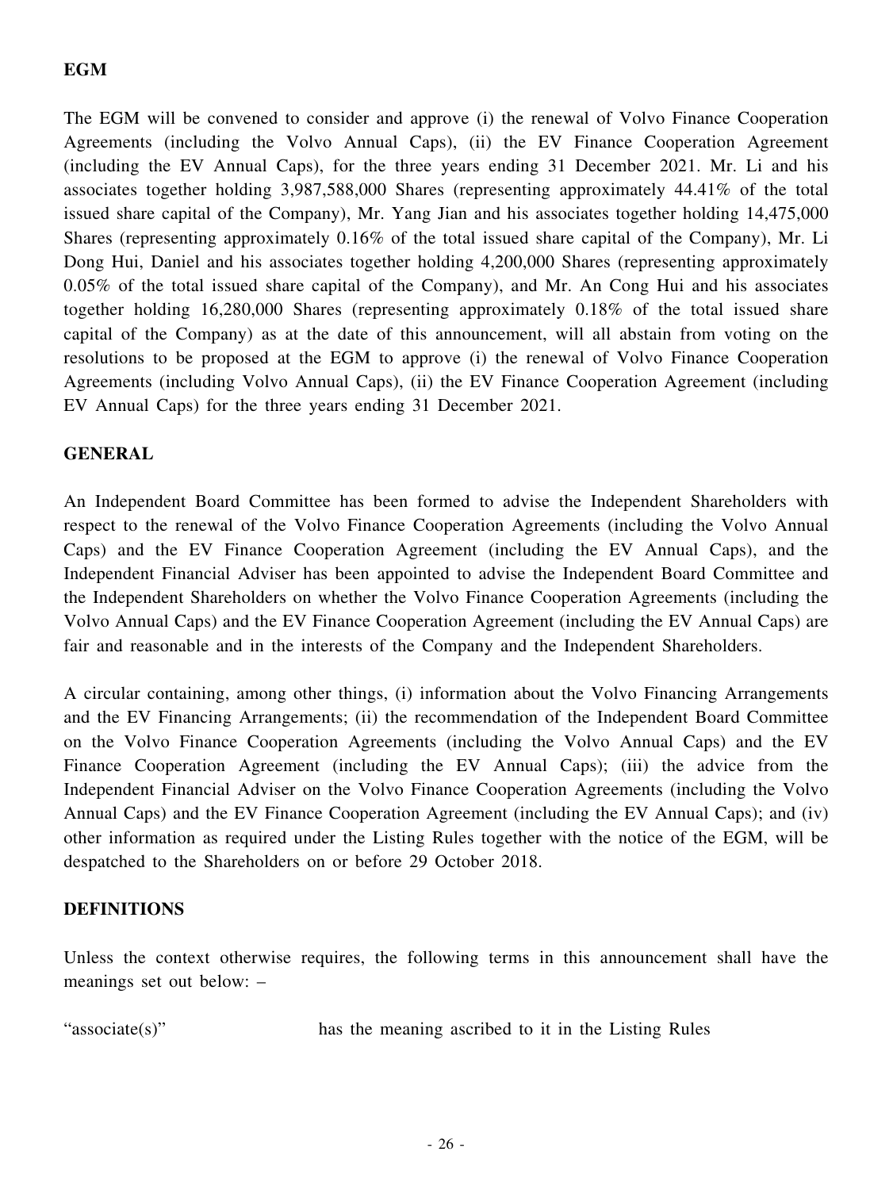## EGM

The EGM will be convened to consider and approve (i) the renewal of Volvo Finance Cooperation Agreements (including the Volvo Annual Caps), (ii) the EV Finance Cooperation Agreement (including the EV Annual Caps), for the three years ending 31 December 2021. Mr. Li and his associates together holding 3,987,588,000 Shares (representing approximately 44.41% of the total issued share capital of the Company), Mr. Yang Jian and his associates together holding 14,475,000 Shares (representing approximately 0.16% of the total issued share capital of the Company), Mr. Li Dong Hui, Daniel and his associates together holding 4,200,000 Shares (representing approximately 0.05% of the total issued share capital of the Company), and Mr. An Cong Hui and his associates together holding 16,280,000 Shares (representing approximately 0.18% of the total issued share capital of the Company) as at the date of this announcement, will all abstain from voting on the resolutions to be proposed at the EGM to approve (i) the renewal of Volvo Finance Cooperation Agreements (including Volvo Annual Caps), (ii) the EV Finance Cooperation Agreement (including EV Annual Caps) for the three years ending 31 December 2021.

## GENERAL

An Independent Board Committee has been formed to advise the Independent Shareholders with respect to the renewal of the Volvo Finance Cooperation Agreements (including the Volvo Annual Caps) and the EV Finance Cooperation Agreement (including the EV Annual Caps), and the Independent Financial Adviser has been appointed to advise the Independent Board Committee and the Independent Shareholders on whether the Volvo Finance Cooperation Agreements (including the Volvo Annual Caps) and the EV Finance Cooperation Agreement (including the EV Annual Caps) are fair and reasonable and in the interests of the Company and the Independent Shareholders.

A circular containing, among other things, (i) information about the Volvo Financing Arrangements and the EV Financing Arrangements; (ii) the recommendation of the Independent Board Committee on the Volvo Finance Cooperation Agreements (including the Volvo Annual Caps) and the EV Finance Cooperation Agreement (including the EV Annual Caps); (iii) the advice from the Independent Financial Adviser on the Volvo Finance Cooperation Agreements (including the Volvo Annual Caps) and the EV Finance Cooperation Agreement (including the EV Annual Caps); and (iv) other information as required under the Listing Rules together with the notice of the EGM, will be despatched to the Shareholders on or before 29 October 2018.

## DEFINITIONS

Unless the context otherwise requires, the following terms in this announcement shall have the meanings set out below: –

| | |
|---|---|
| "associate(s)" | has the meaning ascribed to it in the Listing Rules |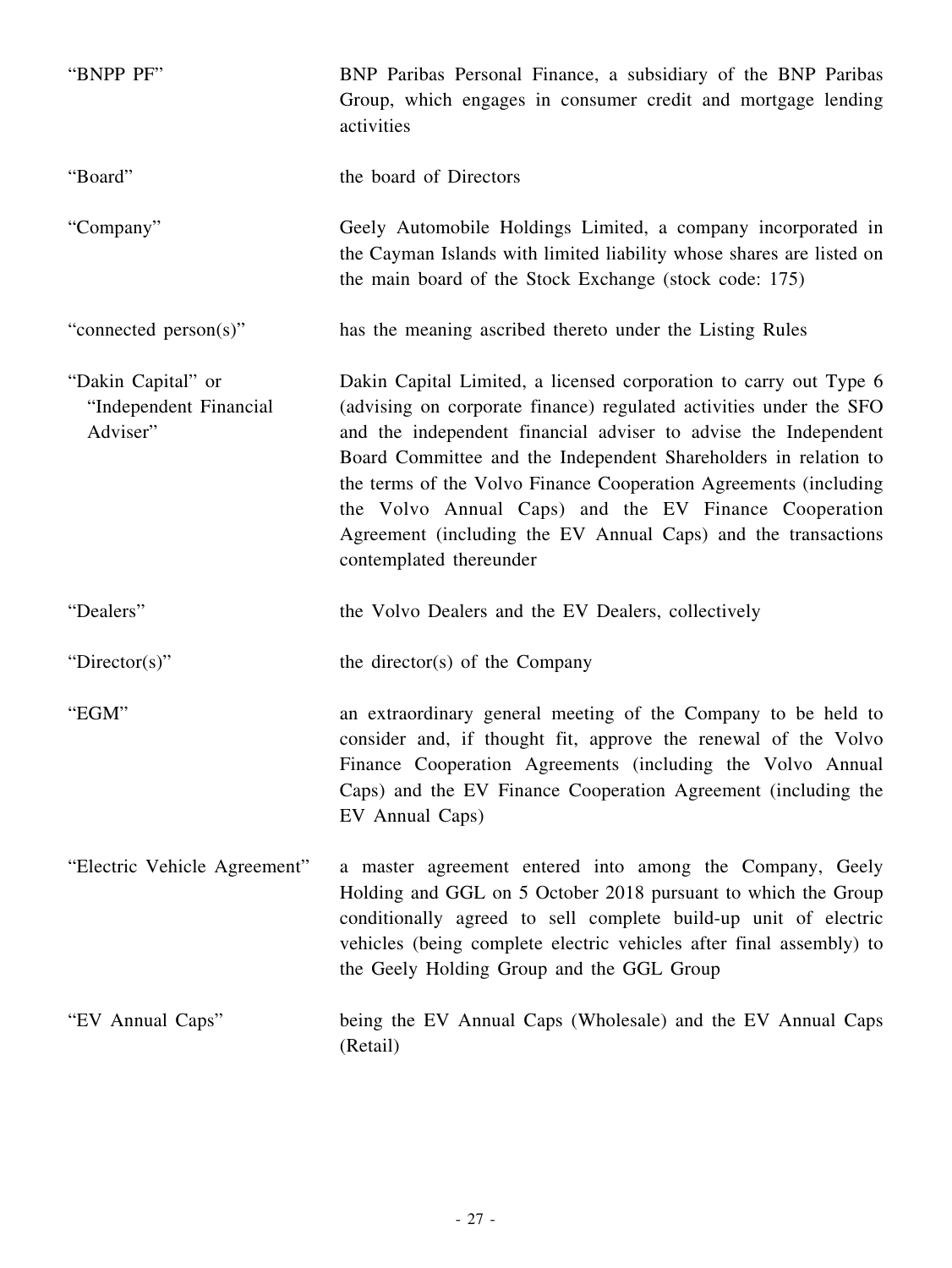| | |
|---|---|
| "BNPP PF" | BNP Paribas Personal Finance, a subsidiary of the BNP Paribas Group, which engages in consumer credit and mortgage lending activities |
| "Board" | the board of Directors |
| "Company" | Geely Automobile Holdings Limited, a company incorporated in the Cayman Islands with limited liability whose shares are listed on the main board of the Stock Exchange (stock code: 175) |
| "connected person(s)" | has the meaning ascribed thereto under the Listing Rules |
| "Dakin Capital" or "Independent Financial Adviser" | Dakin Capital Limited, a licensed corporation to carry out Type 6 (advising on corporate finance) regulated activities under the SFO and the independent financial adviser to advise the Independent Board Committee and the Independent Shareholders in relation to the terms of the Volvo Finance Cooperation Agreements (including the Volvo Annual Caps) and the EV Finance Cooperation Agreement (including the EV Annual Caps) and the transactions contemplated thereunder |
| "Dealers" | the Volvo Dealers and the EV Dealers, collectively |
| "Director(s)" | the director(s) of the Company |
| "EGM" | an extraordinary general meeting of the Company to be held to consider and, if thought fit, approve the renewal of the Volvo Finance Cooperation Agreements (including the Volvo Annual Caps) and the EV Finance Cooperation Agreement (including the EV Annual Caps) |
| "Electric Vehicle Agreement" | a master agreement entered into among the Company, Geely Holding and GGL on 5 October 2018 pursuant to which the Group conditionally agreed to sell complete build-up unit of electric vehicles (being complete electric vehicles after final assembly) to the Geely Holding Group and the GGL Group |
| "EV Annual Caps" | being the EV Annual Caps (Wholesale) and the EV Annual Caps (Retail) |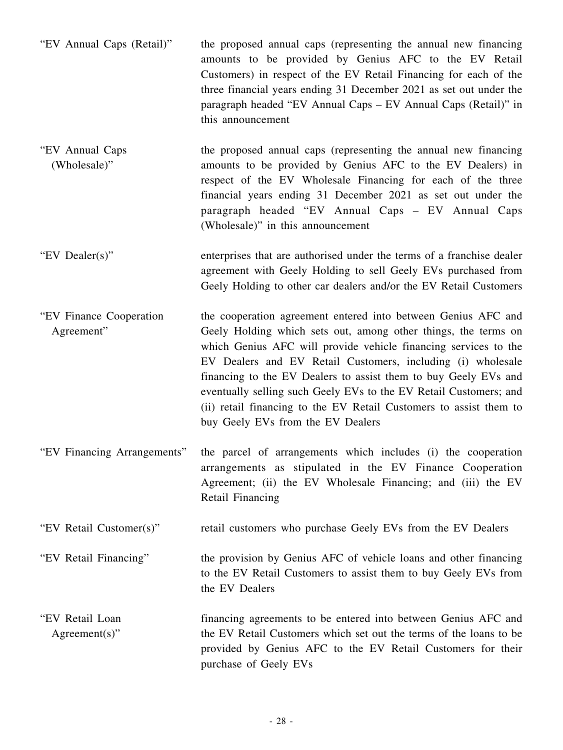| | |
|---|---|
| "EV Annual Caps (Retail)" | the proposed annual caps (representing the annual new financing amounts to be provided by Genius AFC to the EV Retail Customers) in respect of the EV Retail Financing for each of the three financial years ending 31 December 2021 as set out under the paragraph headed "EV Annual Caps – EV Annual Caps (Retail)" in this announcement |
| "EV Annual Caps (Wholesale)" | the proposed annual caps (representing the annual new financing amounts to be provided by Genius AFC to the EV Dealers) in respect of the EV Wholesale Financing for each of the three financial years ending 31 December 2021 as set out under the paragraph headed "EV Annual Caps – EV Annual Caps (Wholesale)" in this announcement |
| "EV Dealer(s)" | enterprises that are authorised under the terms of a franchise dealer agreement with Geely Holding to sell Geely EVs purchased from Geely Holding to other car dealers and/or the EV Retail Customers |
| "EV Finance Cooperation Agreement" | the cooperation agreement entered into between Genius AFC and Geely Holding which sets out, among other things, the terms on which Genius AFC will provide vehicle financing services to the EV Dealers and EV Retail Customers, including (i) wholesale financing to the EV Dealers to assist them to buy Geely EVs and eventually selling such Geely EVs to the EV Retail Customers; and (ii) retail financing to the EV Retail Customers to assist them to buy Geely EVs from the EV Dealers |
| "EV Financing Arrangements" | the parcel of arrangements which includes (i) the cooperation arrangements as stipulated in the EV Finance Cooperation Agreement; (ii) the EV Wholesale Financing; and (iii) the EV Retail Financing |
| "EV Retail Customer(s)" | retail customers who purchase Geely EVs from the EV Dealers |
| "EV Retail Financing" | the provision by Genius AFC of vehicle loans and other financing to the EV Retail Customers to assist them to buy Geely EVs from the EV Dealers |
| "EV Retail Loan Agreement(s)" | financing agreements to be entered into between Genius AFC and the EV Retail Customers which set out the terms of the loans to be provided by Genius AFC to the EV Retail Customers for their purchase of Geely EVs |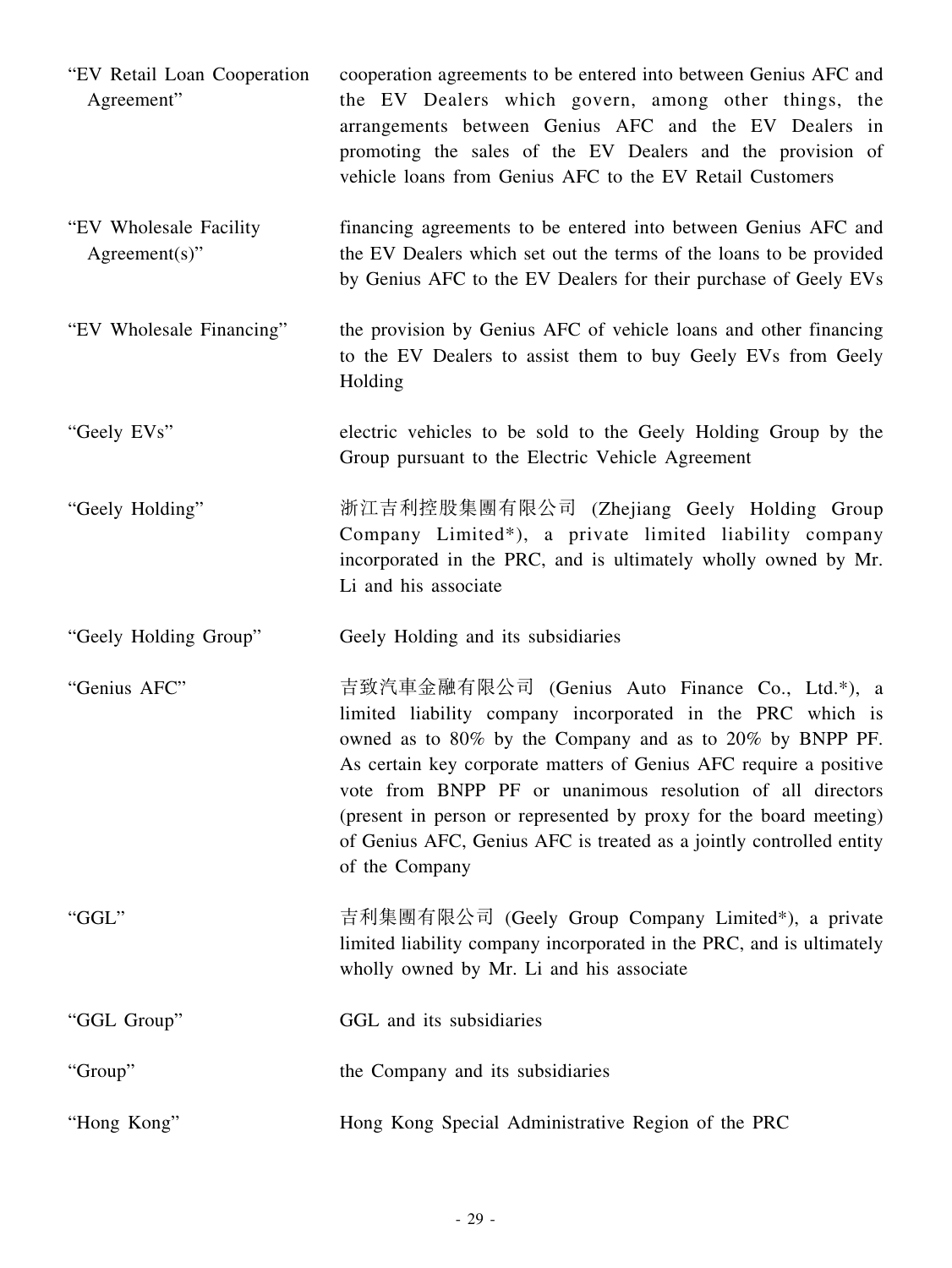| | |
|---|---|
| "EV Retail Loan Cooperation Agreement" | cooperation agreements to be entered into between Genius AFC and the EV Dealers which govern, among other things, the arrangements between Genius AFC and the EV Dealers in promoting the sales of the EV Dealers and the provision of vehicle loans from Genius AFC to the EV Retail Customers |
| "EV Wholesale Facility Agreement(s)" | financing agreements to be entered into between Genius AFC and the EV Dealers which set out the terms of the loans to be provided by Genius AFC to the EV Dealers for their purchase of Geely EVs |
| "EV Wholesale Financing" | the provision by Genius AFC of vehicle loans and other financing to the EV Dealers to assist them to buy Geely EVs from Geely Holding |
| "Geely EVs" | electric vehicles to be sold to the Geely Holding Group by the Group pursuant to the Electric Vehicle Agreement |
| "Geely Holding" | 浙江吉利控股集團有限公司 (Zhejiang Geely Holding Group Company Limited*), a private limited liability company incorporated in the PRC, and is ultimately wholly owned by Mr. Li and his associate |
| "Geely Holding Group" | Geely Holding and its subsidiaries |
| "Genius AFC" | 吉致汽車金融有限公司 (Genius Auto Finance Co., Ltd.*), a limited liability company incorporated in the PRC which is owned as to 80% by the Company and as to 20% by BNPP PF. As certain key corporate matters of Genius AFC require a positive vote from BNPP PF or unanimous resolution of all directors (present in person or represented by proxy for the board meeting) of Genius AFC, Genius AFC is treated as a jointly controlled entity of the Company |
| "GGL" | 吉利集團有限公司 (Geely Group Company Limited*), a private limited liability company incorporated in the PRC, and is ultimately wholly owned by Mr. Li and his associate |
| "GGL Group" | GGL and its subsidiaries |
| "Group" | the Company and its subsidiaries |
| "Hong Kong" | Hong Kong Special Administrative Region of the PRC |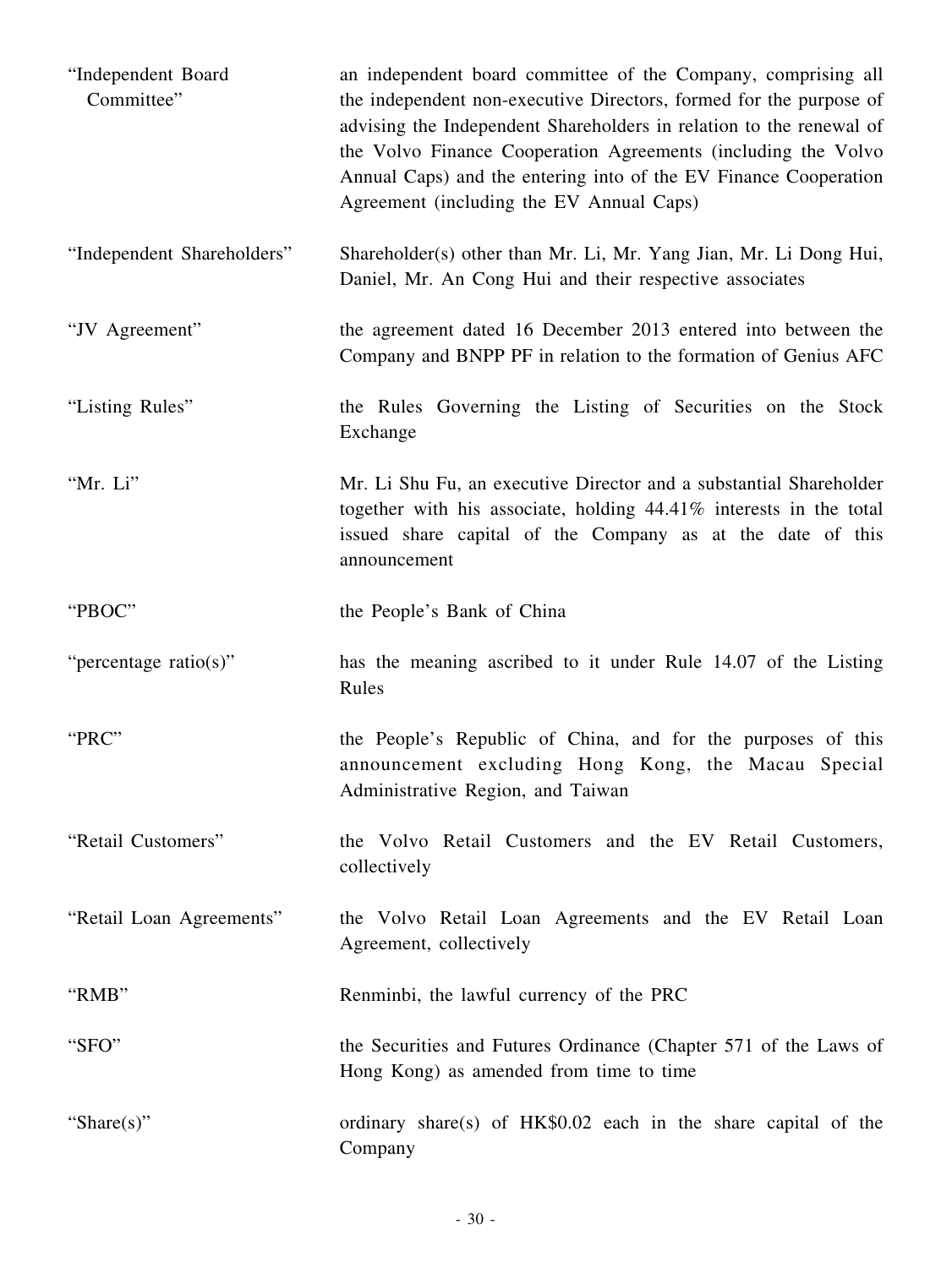| | |
|---|---|
| "Independent Board Committee" | an independent board committee of the Company, comprising all the independent non-executive Directors, formed for the purpose of advising the Independent Shareholders in relation to the renewal of the Volvo Finance Cooperation Agreements (including the Volvo Annual Caps) and the entering into of the EV Finance Cooperation Agreement (including the EV Annual Caps) |
| "Independent Shareholders" | Shareholder(s) other than Mr. Li, Mr. Yang Jian, Mr. Li Dong Hui, Daniel, Mr. An Cong Hui and their respective associates |
| "JV Agreement" | the agreement dated 16 December 2013 entered into between the Company and BNPP PF in relation to the formation of Genius AFC |
| "Listing Rules" | the Rules Governing the Listing of Securities on the Stock Exchange |
| "Mr. Li" | Mr. Li Shu Fu, an executive Director and a substantial Shareholder together with his associate, holding 44.41% interests in the total issued share capital of the Company as at the date of this announcement |
| "PBOC" | the People's Bank of China |
| "percentage ratio(s)" | has the meaning ascribed to it under Rule 14.07 of the Listing Rules |
| "PRC" | the People's Republic of China, and for the purposes of this announcement excluding Hong Kong, the Macau Special Administrative Region, and Taiwan |
| "Retail Customers" | the Volvo Retail Customers and the EV Retail Customers, collectively |
| "Retail Loan Agreements" | the Volvo Retail Loan Agreements and the EV Retail Loan Agreement, collectively |
| "RMB" | Renminbi, the lawful currency of the PRC |
| "SFO" | the Securities and Futures Ordinance (Chapter 571 of the Laws of Hong Kong) as amended from time to time |
| "Share(s)" | ordinary share(s) of HK$0.02 each in the share capital of the Company |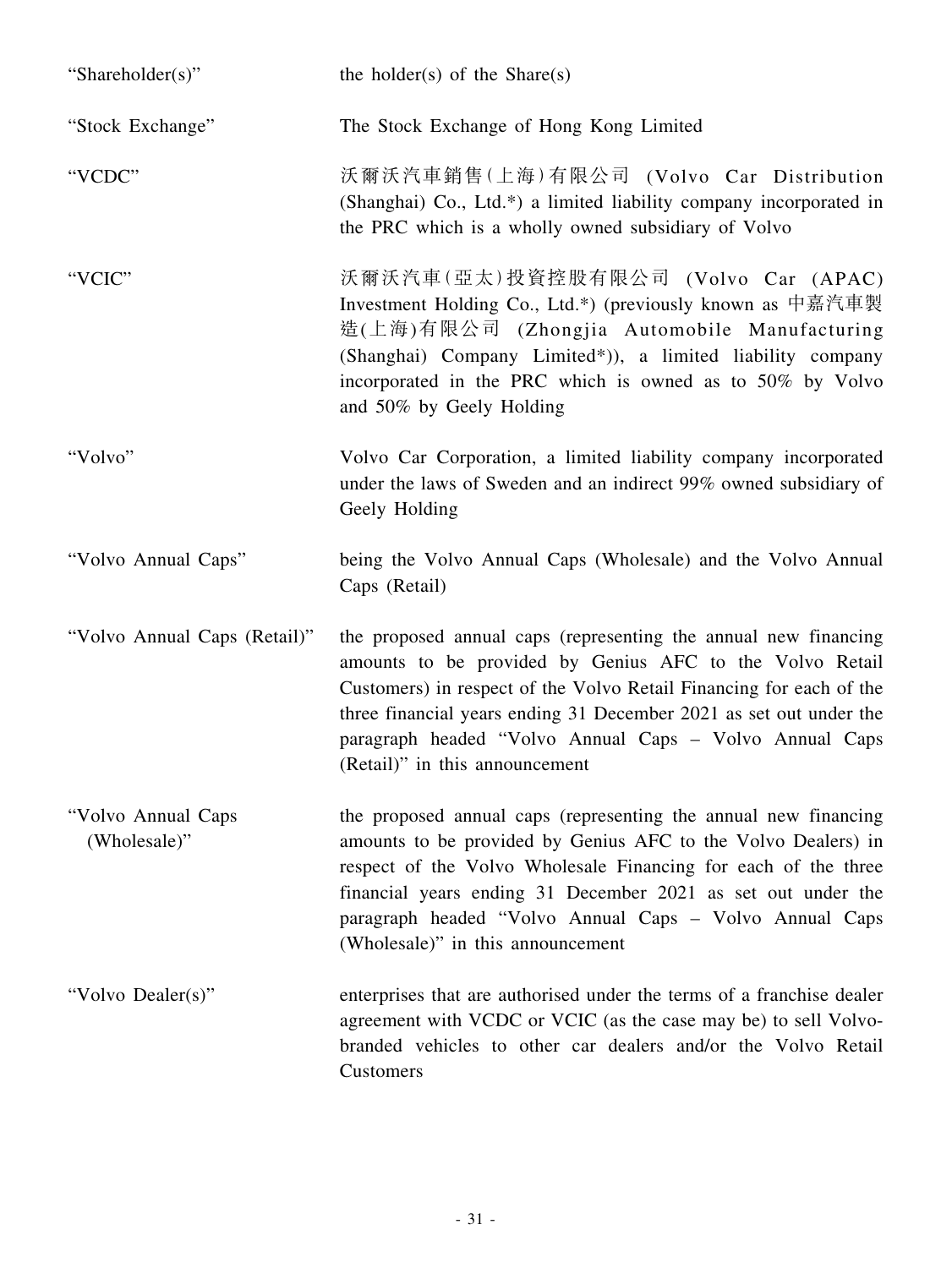| | |
|---|---|
| "Shareholder(s)" | the holder(s) of the Share(s) |
| "Stock Exchange" | The Stock Exchange of Hong Kong Limited |
| "VCDC" | 沃爾沃汽車銷售(上海)有限公司 (Volvo Car Distribution (Shanghai) Co., Ltd.*) a limited liability company incorporated in the PRC which is a wholly owned subsidiary of Volvo |
| "VCIC" | 沃爾沃汽車(亞太)投資控股有限公司 (Volvo Car (APAC) Investment Holding Co., Ltd.*) (previously known as 中嘉汽車製造(上海)有限公司 (Zhongjia Automobile Manufacturing (Shanghai) Company Limited*)), a limited liability company incorporated in the PRC which is owned as to 50% by Volvo and 50% by Geely Holding |
| "Volvo" | Volvo Car Corporation, a limited liability company incorporated under the laws of Sweden and an indirect 99% owned subsidiary of Geely Holding |
| "Volvo Annual Caps" | being the Volvo Annual Caps (Wholesale) and the Volvo Annual Caps (Retail) |
| "Volvo Annual Caps (Retail)" | the proposed annual caps (representing the annual new financing amounts to be provided by Genius AFC to the Volvo Retail Customers) in respect of the Volvo Retail Financing for each of the three financial years ending 31 December 2021 as set out under the paragraph headed "Volvo Annual Caps – Volvo Annual Caps (Retail)" in this announcement |
| "Volvo Annual Caps (Wholesale)" | the proposed annual caps (representing the annual new financing amounts to be provided by Genius AFC to the Volvo Dealers) in respect of the Volvo Wholesale Financing for each of the three financial years ending 31 December 2021 as set out under the paragraph headed "Volvo Annual Caps – Volvo Annual Caps (Wholesale)" in this announcement |
| "Volvo Dealer(s)" | enterprises that are authorised under the terms of a franchise dealer agreement with VCDC or VCIC (as the case may be) to sell Volvo-branded vehicles to other car dealers and/or the Volvo Retail Customers |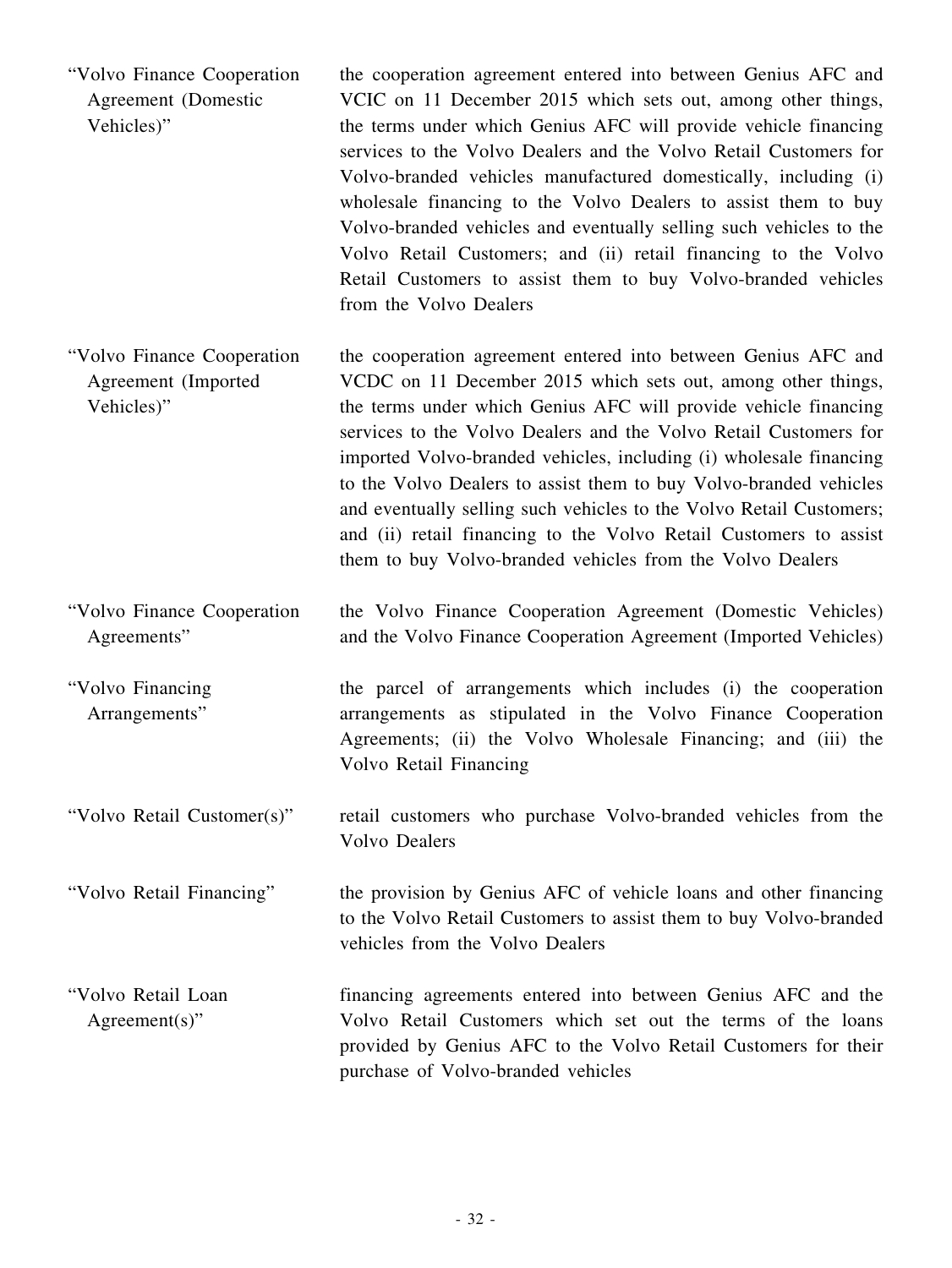| | |
|---|---|
| "Volvo Finance Cooperation Agreement (Domestic Vehicles)" | the cooperation agreement entered into between Genius AFC and VCIC on 11 December 2015 which sets out, among other things, the terms under which Genius AFC will provide vehicle financing services to the Volvo Dealers and the Volvo Retail Customers for Volvo-branded vehicles manufactured domestically, including (i) wholesale financing to the Volvo Dealers to assist them to buy Volvo-branded vehicles and eventually selling such vehicles to the Volvo Retail Customers; and (ii) retail financing to the Volvo Retail Customers to assist them to buy Volvo-branded vehicles from the Volvo Dealers |
| "Volvo Finance Cooperation Agreement (Imported Vehicles)" | the cooperation agreement entered into between Genius AFC and VCDC on 11 December 2015 which sets out, among other things, the terms under which Genius AFC will provide vehicle financing services to the Volvo Dealers and the Volvo Retail Customers for imported Volvo-branded vehicles, including (i) wholesale financing to the Volvo Dealers to assist them to buy Volvo-branded vehicles and eventually selling such vehicles to the Volvo Retail Customers; and (ii) retail financing to the Volvo Retail Customers to assist them to buy Volvo-branded vehicles from the Volvo Dealers |
| "Volvo Finance Cooperation Agreements" | the Volvo Finance Cooperation Agreement (Domestic Vehicles) and the Volvo Finance Cooperation Agreement (Imported Vehicles) |
| "Volvo Financing Arrangements" | the parcel of arrangements which includes (i) the cooperation arrangements as stipulated in the Volvo Finance Cooperation Agreements; (ii) the Volvo Wholesale Financing; and (iii) the Volvo Retail Financing |
| "Volvo Retail Customer(s)" | retail customers who purchase Volvo-branded vehicles from the Volvo Dealers |
| "Volvo Retail Financing" | the provision by Genius AFC of vehicle loans and other financing to the Volvo Retail Customers to assist them to buy Volvo-branded vehicles from the Volvo Dealers |
| "Volvo Retail Loan Agreement(s)" | financing agreements entered into between Genius AFC and the Volvo Retail Customers which set out the terms of the loans provided by Genius AFC to the Volvo Retail Customers for their purchase of Volvo-branded vehicles |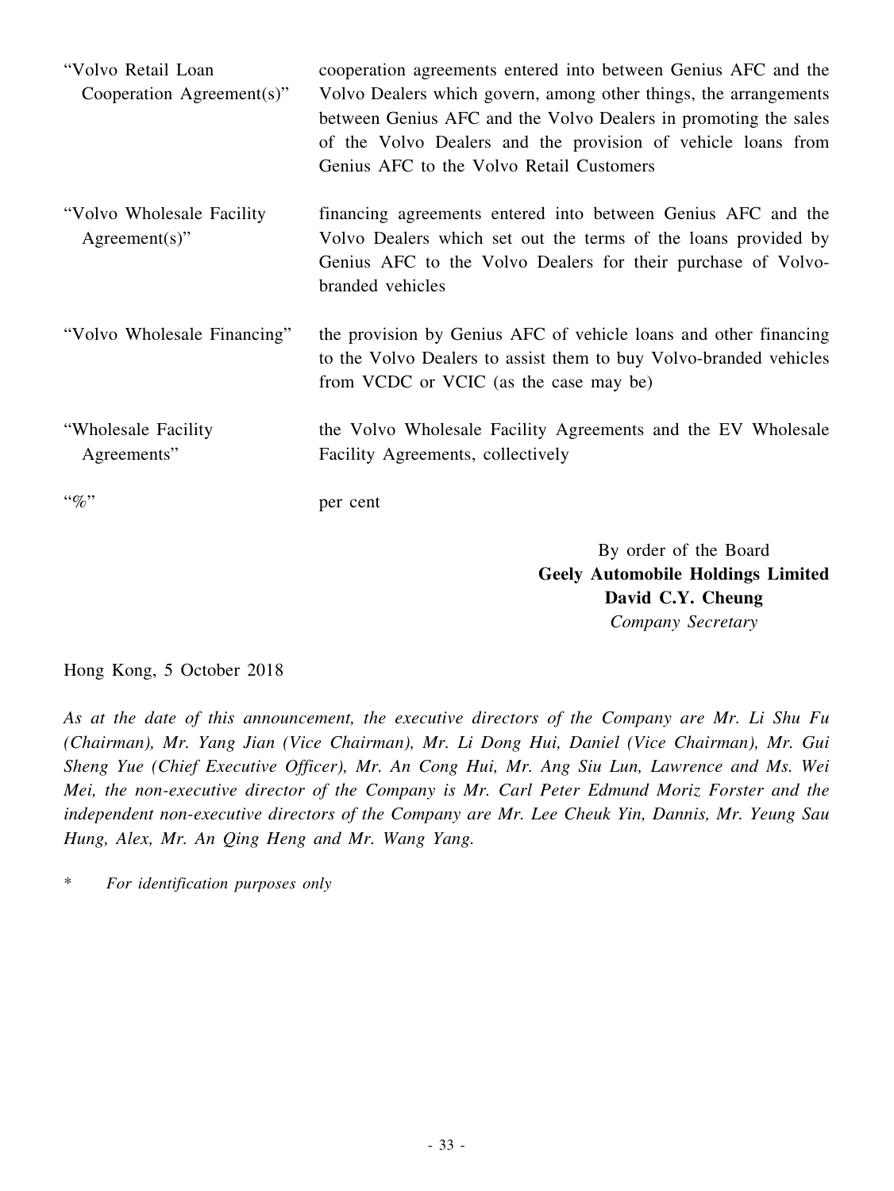| | |
|---|---|
| "Volvo Retail Loan Cooperation Agreement(s)" | cooperation agreements entered into between Genius AFC and the Volvo Dealers which govern, among other things, the arrangements between Genius AFC and the Volvo Dealers in promoting the sales of the Volvo Dealers and the provision of vehicle loans from Genius AFC to the Volvo Retail Customers |
| "Volvo Wholesale Facility Agreement(s)" | financing agreements entered into between Genius AFC and the Volvo Dealers which set out the terms of the loans provided by Genius AFC to the Volvo Dealers for their purchase of Volvo-branded vehicles |
| "Volvo Wholesale Financing" | the provision by Genius AFC of vehicle loans and other financing to the Volvo Dealers to assist them to buy Volvo-branded vehicles from VCDC or VCIC (as the case may be) |
| "Wholesale Facility Agreements" | the Volvo Wholesale Facility Agreements and the EV Wholesale Facility Agreements, collectively |
| "%" | per cent |

By order of the Board
**Geely Automobile Holdings Limited**
**David C.Y. Cheung**
*Company Secretary*

Hong Kong, 5 October 2018

*As at the date of this announcement, the executive directors of the Company are Mr. Li Shu Fu (Chairman), Mr. Yang Jian (Vice Chairman), Mr. Li Dong Hui, Daniel (Vice Chairman), Mr. Gui Sheng Yue (Chief Executive Officer), Mr. An Cong Hui, Mr. Ang Siu Lun, Lawrence and Ms. Wei Mei, the non-executive director of the Company is Mr. Carl Peter Edmund Moriz Forster and the independent non-executive directors of the Company are Mr. Lee Cheuk Yin, Dannis, Mr. Yeung Sau Hung, Alex, Mr. An Qing Heng and Mr. Wang Yang.*

\* *For identification purposes only*